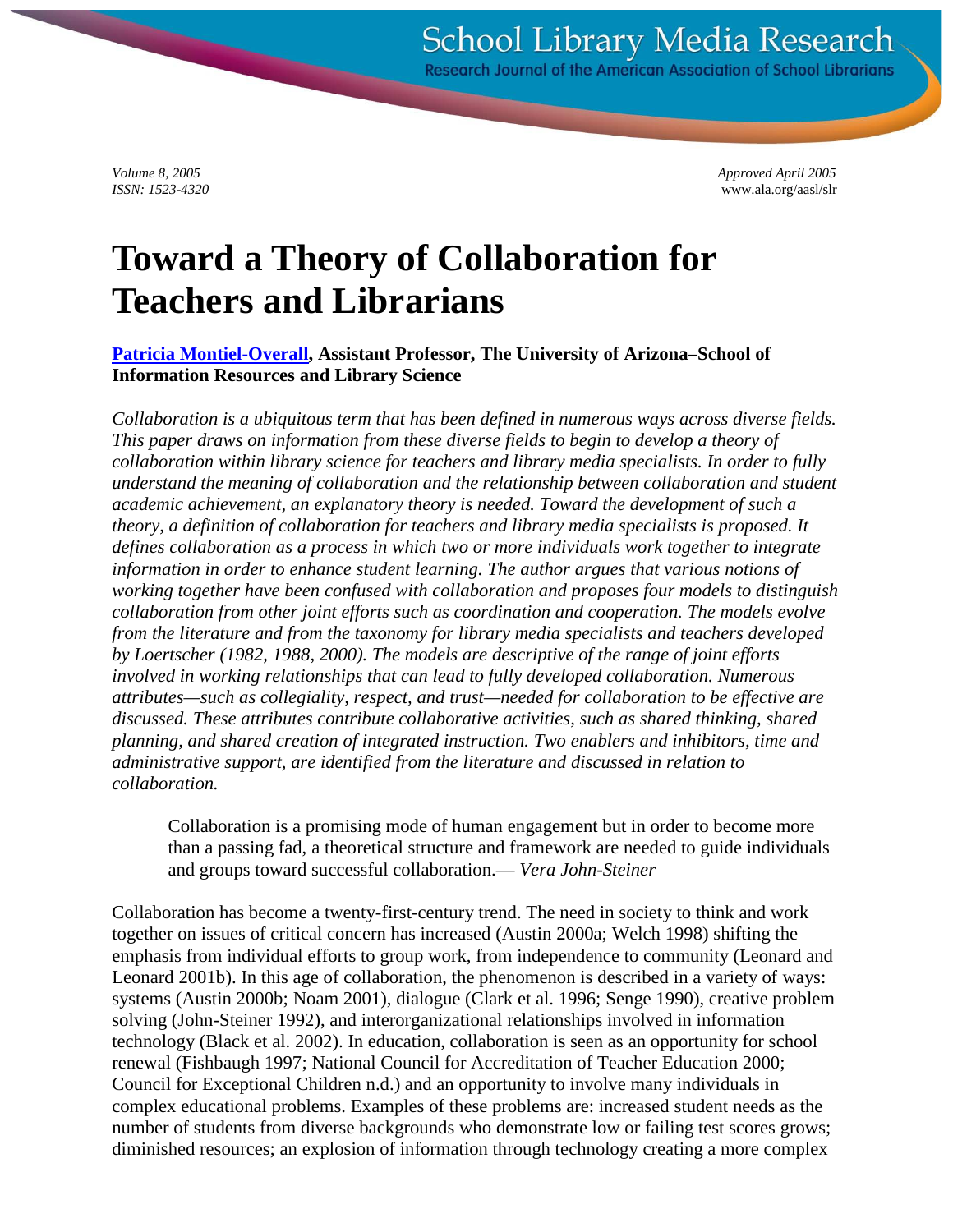# Toward a Theory of Collaboration for Teachers and Librarians

**Patricia Montiel-Overall, Assistant Professor, The University of Arizona–School of Information Resources and Library Science**

*Collaboration is a ubiquitous term that has been defined in numerous ways across diverse fields. This paper draws on information from these diverse fields to begin to develop a theory of collaboration within library science for teachers and library media specialists. In order to fully understand the meaning of collaboration and the relationship between collaboration and student academic achievement, an explanatory theory is needed. Toward the development of such a theory, a definition of collaboration for teachers and library media specialists is proposed. It defines collaboration as a process in which two or more individuals work together to integrate information in order to enhance student learning. The author argues that various notions of working together have been confused with collaboration and proposes four models to distinguish collaboration from other joint efforts such as coordination and cooperation. The models evolve from the literature and from the taxonomy for library media specialists and teachers developed by Loertscher (1982, 1988, 2000). The models are descriptive of the range of joint efforts involved in working relationships that can lead to fully developed collaboration. Numerous attributes—such as collegiality, respect, and trust—needed for collaboration to be effective are discussed. These attributes contribute collaborative activities, such as shared thinking, shared planning, and shared creation of integrated instruction. Two enablers and inhibitors, time and administrative support, are identified from the literature and discussed in relation to collaboration.*

> Collaboration is a promising mode of human engagement but in order to become more than a passing fad, a theoretical structure and framework are needed to guide individuals and groups toward successful collaboration.— *Vera John-Steiner*

Collaboration has become a twenty-first-century trend. The need in society to think and work together on issues of critical concern has increased (Austin 2000a; Welch 1998) shifting the emphasis from individual efforts to group work, from independence to community (Leonard and Leonard 2001b). In this age of collaboration, the phenomenon is described in a variety of ways: systems (Austin 2000b; Noam 2001), dialogue (Clark et al. 1996; Senge 1990), creative problem solving (John-Steiner 1992), and interorganizational relationships involved in information technology (Black et al. 2002). In education, collaboration is seen as an opportunity for school renewal (Fishbaugh 1997; National Council for Accreditation of Teacher Education 2000; Council for Exceptional Children n.d.) and an opportunity to involve many individuals in complex educational problems. Examples of these problems are: increased student needs as the number of students from diverse backgrounds who demonstrate low or failing test scores grows; diminished resources; an explosion of information through technology creating a more complex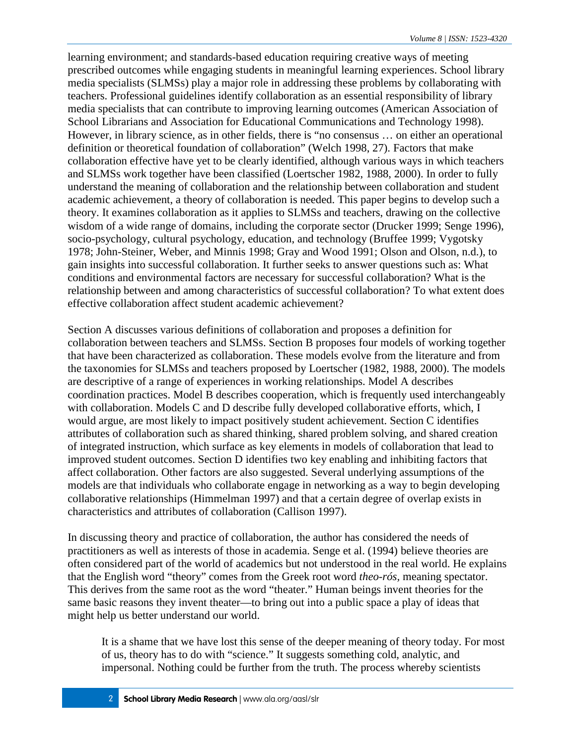learning environment; and standards-based education requiring creative ways of meeting prescribed outcomes while engaging students in meaningful learning experiences. School library media specialists (SLMSs) play a major role in addressing these problems by collaborating with teachers. Professional guidelines identify collaboration as an essential responsibility of library media specialists that can contribute to improving learning outcomes (American Association of School Librarians and Association for Educational Communications and Technology 1998). However, in library science, as in other fields, there is "no consensus … on either an operational definition or theoretical foundation of collaboration" (Welch 1998, 27). Factors that make collaboration effective have yet to be clearly identified, although various ways in which teachers and SLMSs work together have been classified (Loertscher 1982, 1988, 2000). In order to fully understand the meaning of collaboration and the relationship between collaboration and student academic achievement, a theory of collaboration is needed. This paper begins to develop such a theory. It examines collaboration as it applies to SLMSs and teachers, drawing on the collective wisdom of a wide range of domains, including the corporate sector (Drucker 1999; Senge 1996), socio-psychology, cultural psychology, education, and technology (Bruffee 1999; Vygotsky 1978; John-Steiner, Weber, and Minnis 1998; Gray and Wood 1991; Olson and Olson, n.d.), to gain insights into successful collaboration. It further seeks to answer questions such as: What conditions and environmental factors are necessary for successful collaboration? What is the relationship between and among characteristics of successful collaboration? To what extent does effective collaboration affect student academic achievement?

Section A discusses various definitions of collaboration and proposes a definition for collaboration between teachers and SLMSs. Section B proposes four models of working together that have been characterized as collaboration. These models evolve from the literature and from the taxonomies for SLMSs and teachers proposed by Loertscher (1982, 1988, 2000). The models are descriptive of a range of experiences in working relationships. Model A describes coordination practices. Model B describes cooperation, which is frequently used interchangeably with collaboration. Models C and D describe fully developed collaborative efforts, which, I would argue, are most likely to impact positively student achievement. Section C identifies attributes of collaboration such as shared thinking, shared problem solving, and shared creation of integrated instruction, which surface as key elements in models of collaboration that lead to improved student outcomes. Section D identifies two key enabling and inhibiting factors that affect collaboration. Other factors are also suggested. Several underlying assumptions of the models are that individuals who collaborate engage in networking as a way to begin developing collaborative relationships (Himmelman 1997) and that a certain degree of overlap exists in characteristics and attributes of collaboration (Callison 1997).

In discussing theory and practice of collaboration, the author has considered the needs of practitioners as well as interests of those in academia. Senge et al. (1994) believe theories are often considered part of the world of academics but not understood in the real world. He explains that the English word "theory" comes from the Greek root word *theo-rós*, meaning spectator. This derives from the same root as the word "theater." Human beings invent theories for the same basic reasons they invent theater—to bring out into a public space a play of ideas that might help us better understand our world.

> It is a shame that we have lost this sense of the deeper meaning of theory today. For most of us, theory has to do with "science." It suggests something cold, analytic, and impersonal. Nothing could be further from the truth. The process whereby scientists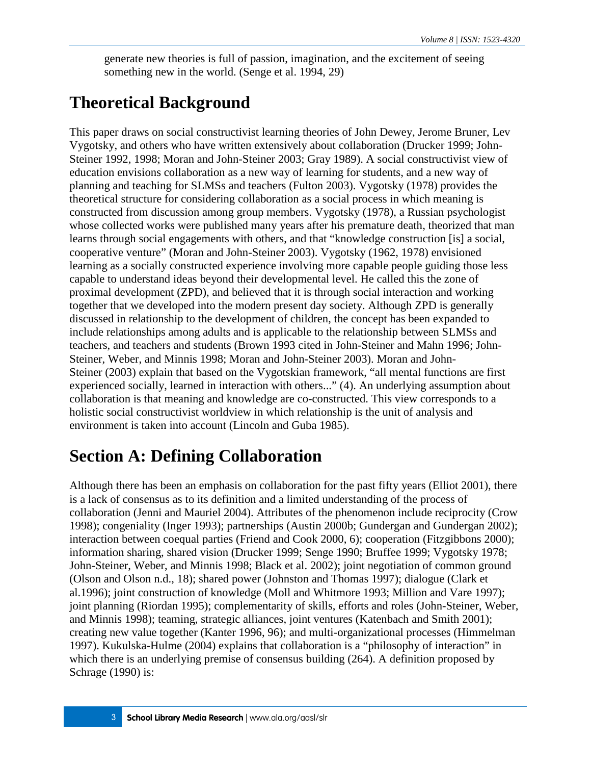generate new theories is full of passion, imagination, and the excitement of seeing something new in the world. (Senge et al. 1994, 29)

## Theoretical Background

This paper draws on social constructivist learning theories of John Dewey, Jerome Bruner, Lev Vygotsky, and others who have written extensively about collaboration (Drucker 1999; John-Steiner 1992, 1998; Moran and John-Steiner 2003; Gray 1989). A social constructivist view of education envisions collaboration as a new way of learning for students, and a new way of planning and teaching for SLMSs and teachers (Fulton 2003). Vygotsky (1978) provides the theoretical structure for considering collaboration as a social process in which meaning is constructed from discussion among group members. Vygotsky (1978), a Russian psychologist whose collected works were published many years after his premature death, theorized that man learns through social engagements with others, and that "knowledge construction [is] a social, cooperative venture" (Moran and John-Steiner 2003). Vygotsky (1962, 1978) envisioned learning as a socially constructed experience involving more capable people guiding those less capable to understand ideas beyond their developmental level. He called this the zone of proximal development (ZPD), and believed that it is through social interaction and working together that we developed into the modern present day society. Although ZPD is generally discussed in relationship to the development of children, the concept has been expanded to include relationships among adults and is applicable to the relationship between SLMSs and teachers, and teachers and students (Brown 1993 cited in John-Steiner and Mahn 1996; John-Steiner, Weber, and Minnis 1998; Moran and John-Steiner 2003). Moran and John-Steiner (2003) explain that based on the Vygotskian framework, "all mental functions are first experienced socially, learned in interaction with others..." (4). An underlying assumption about collaboration is that meaning and knowledge are co-constructed. This view corresponds to a holistic social constructivist worldview in which relationship is the unit of analysis and environment is taken into account (Lincoln and Guba 1985).

## Section A: Defining Collaboration

Although there has been an emphasis on collaboration for the past fifty years (Elliot 2001), there is a lack of consensus as to its definition and a limited understanding of the process of collaboration (Jenni and Mauriel 2004). Attributes of the phenomenon include reciprocity (Crow 1998); congeniality (Inger 1993); partnerships (Austin 2000b; Gundergan and Gundergan 2002); interaction between coequal parties (Friend and Cook 2000, 6); cooperation (Fitzgibbons 2000); information sharing, shared vision (Drucker 1999; Senge 1990; Bruffee 1999; Vygotsky 1978; John-Steiner, Weber, and Minnis 1998; Black et al. 2002); joint negotiation of common ground (Olson and Olson n.d., 18); shared power (Johnston and Thomas 1997); dialogue (Clark et al.1996); joint construction of knowledge (Moll and Whitmore 1993; Million and Vare 1997); joint planning (Riordan 1995); complementarity of skills, efforts and roles (John-Steiner, Weber, and Minnis 1998); teaming, strategic alliances, joint ventures (Katenbach and Smith 2001); creating new value together (Kanter 1996, 96); and multi-organizational processes (Himmelman 1997). Kukulska-Hulme (2004) explains that collaboration is a "philosophy of interaction" in which there is an underlying premise of consensus building (264). A definition proposed by Schrage (1990) is: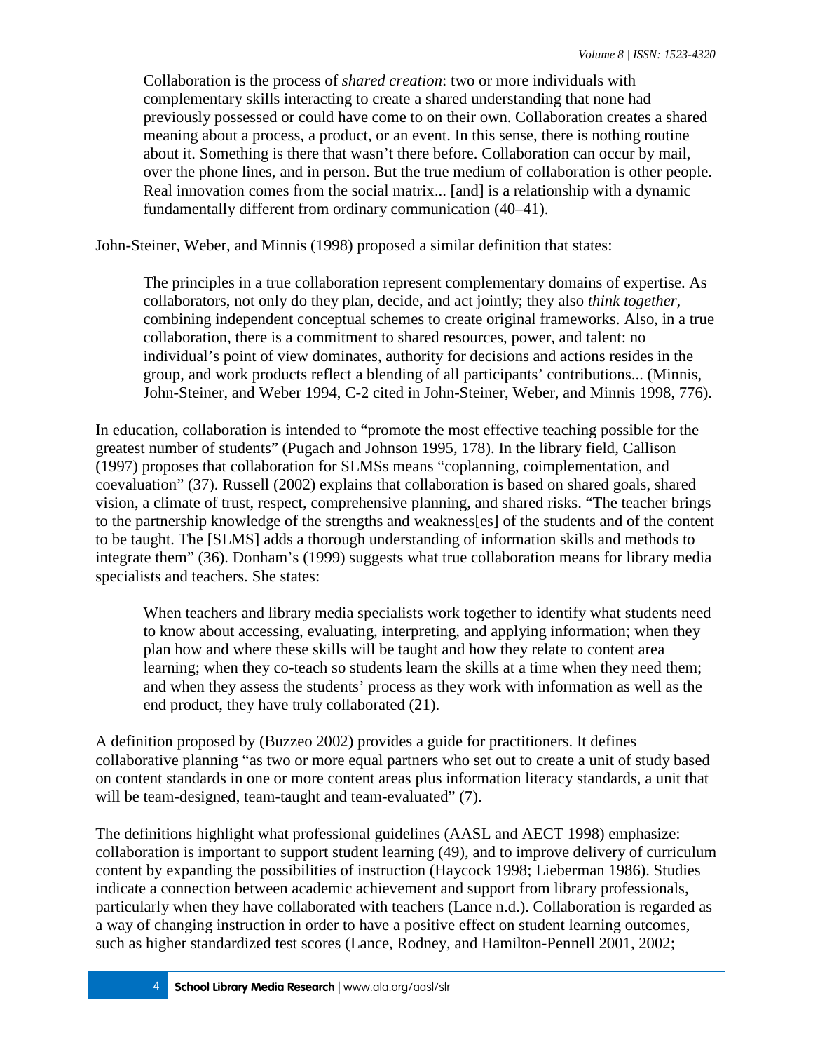> Collaboration is the process of *shared creation*: two or more individuals with complementary skills interacting to create a shared understanding that none had previously possessed or could have come to on their own. Collaboration creates a shared meaning about a process, a product, or an event. In this sense, there is nothing routine about it. Something is there that wasn't there before. Collaboration can occur by mail, over the phone lines, and in person. But the true medium of collaboration is other people. Real innovation comes from the social matrix... [and] is a relationship with a dynamic fundamentally different from ordinary communication (40–41).

John-Steiner, Weber, and Minnis (1998) proposed a similar definition that states:

> The principles in a true collaboration represent complementary domains of expertise. As collaborators, not only do they plan, decide, and act jointly; they also *think together*, combining independent conceptual schemes to create original frameworks. Also, in a true collaboration, there is a commitment to shared resources, power, and talent: no individual's point of view dominates, authority for decisions and actions resides in the group, and work products reflect a blending of all participants' contributions... (Minnis, John-Steiner, and Weber 1994, C-2 cited in John-Steiner, Weber, and Minnis 1998, 776).

In education, collaboration is intended to "promote the most effective teaching possible for the greatest number of students" (Pugach and Johnson 1995, 178). In the library field, Callison (1997) proposes that collaboration for SLMSs means "coplanning, coimplementation, and coevaluation" (37). Russell (2002) explains that collaboration is based on shared goals, shared vision, a climate of trust, respect, comprehensive planning, and shared risks. "The teacher brings to the partnership knowledge of the strengths and weakness[es] of the students and of the content to be taught. The [SLMS] adds a thorough understanding of information skills and methods to integrate them" (36). Donham's (1999) suggests what true collaboration means for library media specialists and teachers. She states:

> When teachers and library media specialists work together to identify what students need to know about accessing, evaluating, interpreting, and applying information; when they plan how and where these skills will be taught and how they relate to content area learning; when they co-teach so students learn the skills at a time when they need them; and when they assess the students' process as they work with information as well as the end product, they have truly collaborated (21).

A definition proposed by (Buzzeo 2002) provides a guide for practitioners. It defines collaborative planning "as two or more equal partners who set out to create a unit of study based on content standards in one or more content areas plus information literacy standards, a unit that will be team-designed, team-taught and team-evaluated" (7).

The definitions highlight what professional guidelines (AASL and AECT 1998) emphasize: collaboration is important to support student learning (49), and to improve delivery of curriculum content by expanding the possibilities of instruction (Haycock 1998; Lieberman 1986). Studies indicate a connection between academic achievement and support from library professionals, particularly when they have collaborated with teachers (Lance n.d.). Collaboration is regarded as a way of changing instruction in order to have a positive effect on student learning outcomes, such as higher standardized test scores (Lance, Rodney, and Hamilton-Pennell 2001, 2002;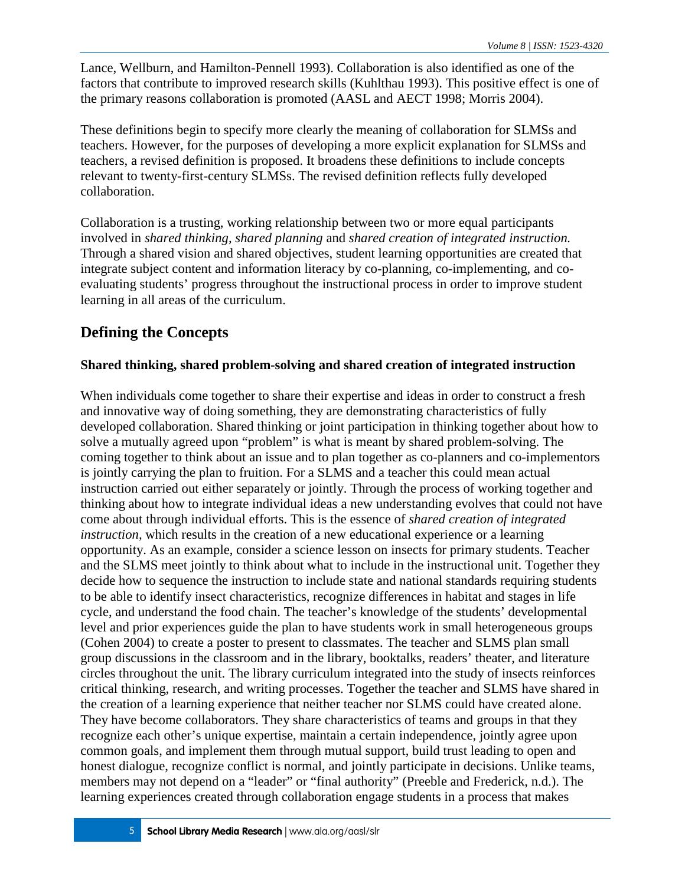Lance, Wellburn, and Hamilton-Pennell 1993). Collaboration is also identified as one of the factors that contribute to improved research skills (Kuhlthau 1993). This positive effect is one of the primary reasons collaboration is promoted (AASL and AECT 1998; Morris 2004).

These definitions begin to specify more clearly the meaning of collaboration for SLMSs and teachers. However, for the purposes of developing a more explicit explanation for SLMSs and teachers, a revised definition is proposed. It broadens these definitions to include concepts relevant to twenty-first-century SLMSs. The revised definition reflects fully developed collaboration.

Collaboration is a trusting, working relationship between two or more equal participants involved in *shared thinking, shared planning* and *shared creation of integrated instruction.* Through a shared vision and shared objectives, student learning opportunities are created that integrate subject content and information literacy by co-planning, co-implementing, and co-evaluating students' progress throughout the instructional process in order to improve student learning in all areas of the curriculum.

## Defining the Concepts

### Shared thinking, shared problem-solving and shared creation of integrated instruction

When individuals come together to share their expertise and ideas in order to construct a fresh and innovative way of doing something, they are demonstrating characteristics of fully developed collaboration. Shared thinking or joint participation in thinking together about how to solve a mutually agreed upon "problem" is what is meant by shared problem-solving. The coming together to think about an issue and to plan together as co-planners and co-implementors is jointly carrying the plan to fruition. For a SLMS and a teacher this could mean actual instruction carried out either separately or jointly. Through the process of working together and thinking about how to integrate individual ideas a new understanding evolves that could not have come about through individual efforts. This is the essence of *shared creation of integrated instruction*, which results in the creation of a new educational experience or a learning opportunity. As an example, consider a science lesson on insects for primary students. Teacher and the SLMS meet jointly to think about what to include in the instructional unit. Together they decide how to sequence the instruction to include state and national standards requiring students to be able to identify insect characteristics, recognize differences in habitat and stages in life cycle, and understand the food chain. The teacher's knowledge of the students' developmental level and prior experiences guide the plan to have students work in small heterogeneous groups (Cohen 2004) to create a poster to present to classmates. The teacher and SLMS plan small group discussions in the classroom and in the library, booktalks, readers' theater, and literature circles throughout the unit. The library curriculum integrated into the study of insects reinforces critical thinking, research, and writing processes. Together the teacher and SLMS have shared in the creation of a learning experience that neither teacher nor SLMS could have created alone. They have become collaborators. They share characteristics of teams and groups in that they recognize each other's unique expertise, maintain a certain independence, jointly agree upon common goals, and implement them through mutual support, build trust leading to open and honest dialogue, recognize conflict is normal, and jointly participate in decisions. Unlike teams, members may not depend on a "leader" or "final authority" (Preeble and Frederick, n.d.). The learning experiences created through collaboration engage students in a process that makes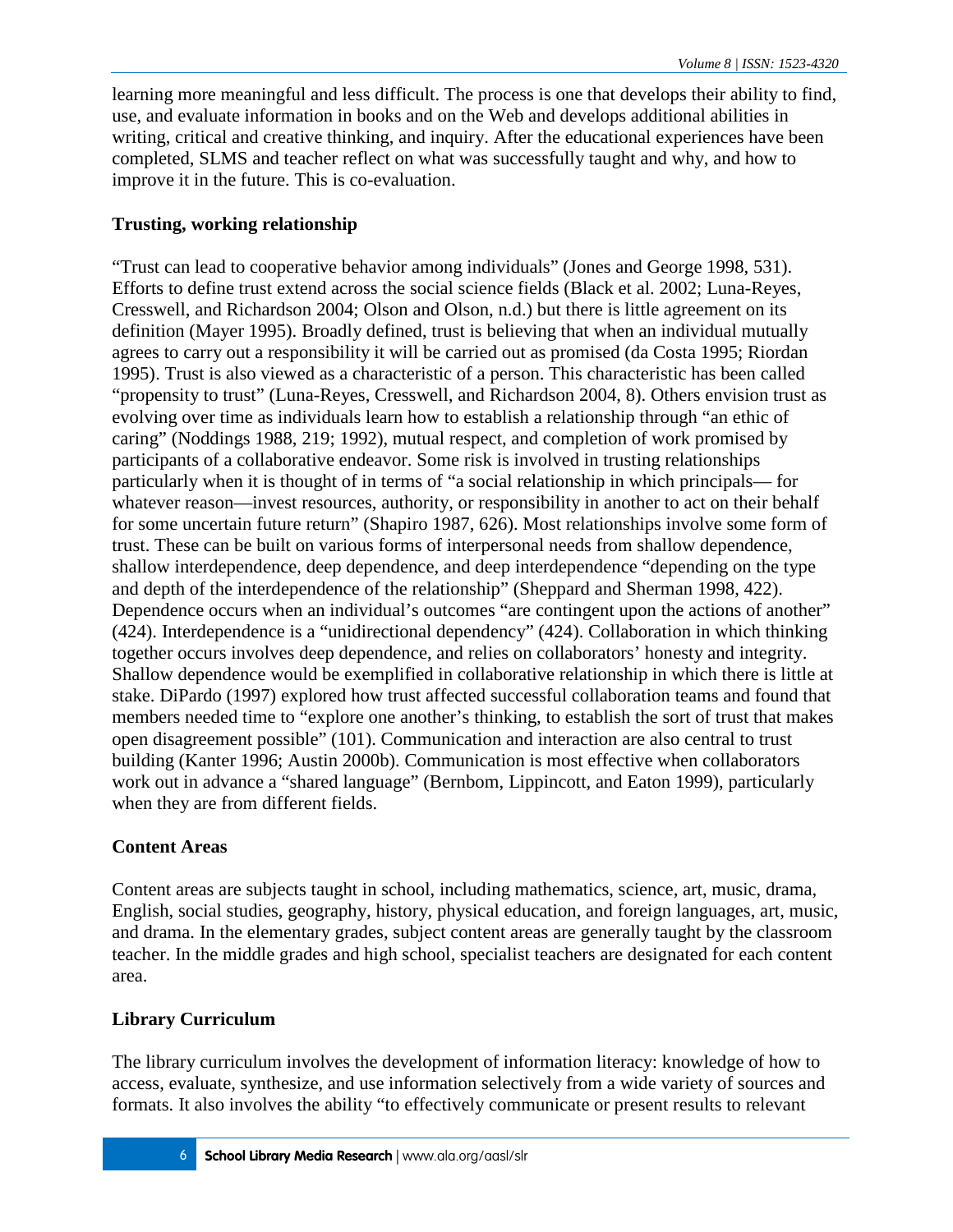learning more meaningful and less difficult. The process is one that develops their ability to find, use, and evaluate information in books and on the Web and develops additional abilities in writing, critical and creative thinking, and inquiry. After the educational experiences have been completed, SLMS and teacher reflect on what was successfully taught and why, and how to improve it in the future. This is co-evaluation.

### Trusting, working relationship

"Trust can lead to cooperative behavior among individuals" (Jones and George 1998, 531). Efforts to define trust extend across the social science fields (Black et al. 2002; Luna-Reyes, Cresswell, and Richardson 2004; Olson and Olson, n.d.) but there is little agreement on its definition (Mayer 1995). Broadly defined, trust is believing that when an individual mutually agrees to carry out a responsibility it will be carried out as promised (da Costa 1995; Riordan 1995). Trust is also viewed as a characteristic of a person. This characteristic has been called "propensity to trust" (Luna-Reyes, Cresswell, and Richardson 2004, 8). Others envision trust as evolving over time as individuals learn how to establish a relationship through "an ethic of caring" (Noddings 1988, 219; 1992), mutual respect, and completion of work promised by participants of a collaborative endeavor. Some risk is involved in trusting relationships particularly when it is thought of in terms of "a social relationship in which principals— for whatever reason—invest resources, authority, or responsibility in another to act on their behalf for some uncertain future return" (Shapiro 1987, 626). Most relationships involve some form of trust. These can be built on various forms of interpersonal needs from shallow dependence, shallow interdependence, deep dependence, and deep interdependence "depending on the type and depth of the interdependence of the relationship" (Sheppard and Sherman 1998, 422). Dependence occurs when an individual's outcomes "are contingent upon the actions of another" (424). Interdependence is a "unidirectional dependency" (424). Collaboration in which thinking together occurs involves deep dependence, and relies on collaborators' honesty and integrity. Shallow dependence would be exemplified in collaborative relationship in which there is little at stake. DiPardo (1997) explored how trust affected successful collaboration teams and found that members needed time to "explore one another's thinking, to establish the sort of trust that makes open disagreement possible" (101). Communication and interaction are also central to trust building (Kanter 1996; Austin 2000b). Communication is most effective when collaborators work out in advance a "shared language" (Bernbom, Lippincott, and Eaton 1999), particularly when they are from different fields.

### Content Areas

Content areas are subjects taught in school, including mathematics, science, art, music, drama, English, social studies, geography, history, physical education, and foreign languages, art, music, and drama. In the elementary grades, subject content areas are generally taught by the classroom teacher. In the middle grades and high school, specialist teachers are designated for each content area.

### Library Curriculum

The library curriculum involves the development of information literacy: knowledge of how to access, evaluate, synthesize, and use information selectively from a wide variety of sources and formats. It also involves the ability "to effectively communicate or present results to relevant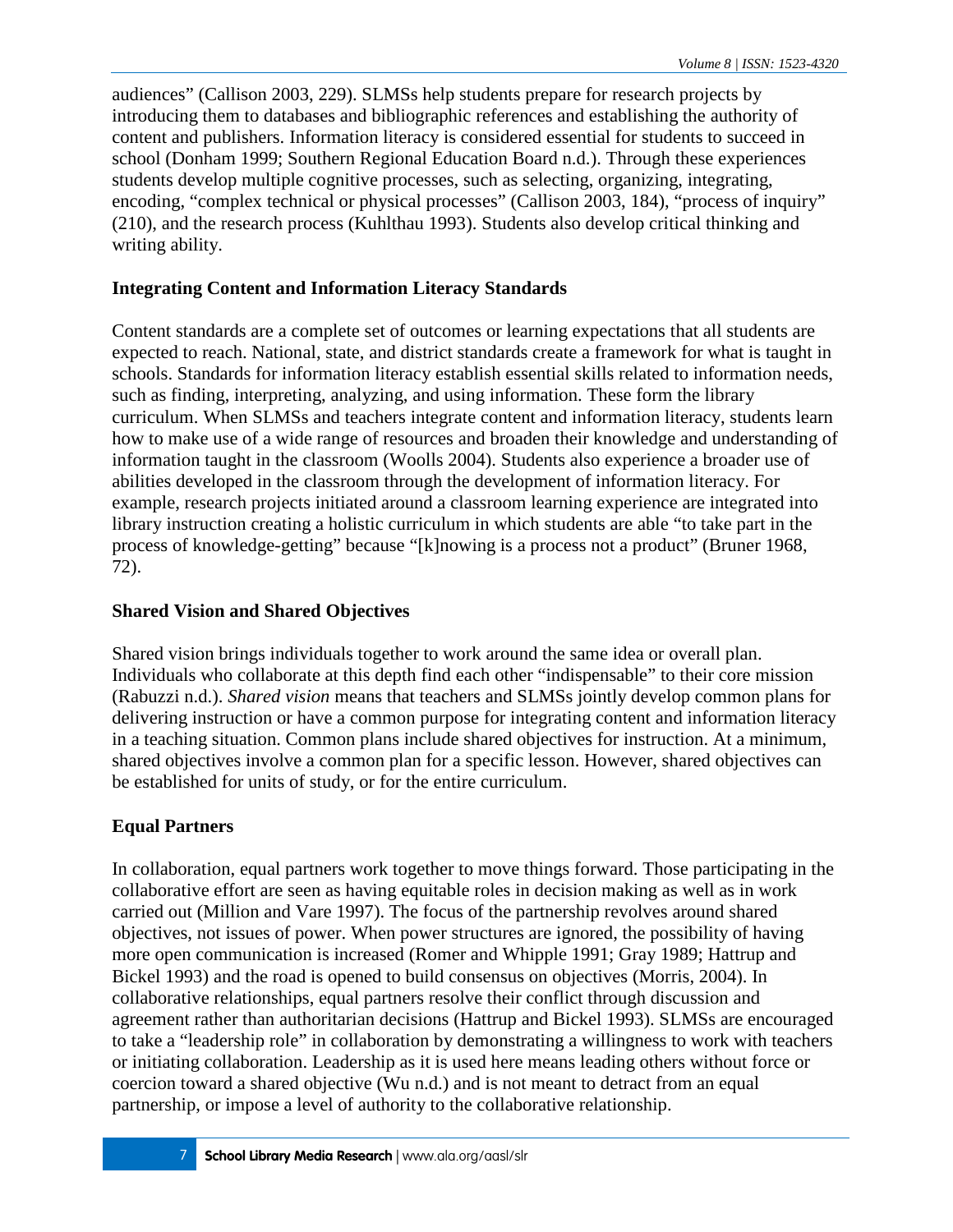audiences" (Callison 2003, 229). SLMSs help students prepare for research projects by introducing them to databases and bibliographic references and establishing the authority of content and publishers. Information literacy is considered essential for students to succeed in school (Donham 1999; Southern Regional Education Board n.d.). Through these experiences students develop multiple cognitive processes, such as selecting, organizing, integrating, encoding, "complex technical or physical processes" (Callison 2003, 184), "process of inquiry" (210), and the research process (Kuhlthau 1993). Students also develop critical thinking and writing ability.

### Integrating Content and Information Literacy Standards

Content standards are a complete set of outcomes or learning expectations that all students are expected to reach. National, state, and district standards create a framework for what is taught in schools. Standards for information literacy establish essential skills related to information needs, such as finding, interpreting, analyzing, and using information. These form the library curriculum. When SLMSs and teachers integrate content and information literacy, students learn how to make use of a wide range of resources and broaden their knowledge and understanding of information taught in the classroom (Woolls 2004). Students also experience a broader use of abilities developed in the classroom through the development of information literacy. For example, research projects initiated around a classroom learning experience are integrated into library instruction creating a holistic curriculum in which students are able "to take part in the process of knowledge-getting" because "[k]nowing is a process not a product" (Bruner 1968, 72).

### Shared Vision and Shared Objectives

Shared vision brings individuals together to work around the same idea or overall plan. Individuals who collaborate at this depth find each other "indispensable" to their core mission (Rabuzzi n.d.). *Shared vision* means that teachers and SLMSs jointly develop common plans for delivering instruction or have a common purpose for integrating content and information literacy in a teaching situation. Common plans include shared objectives for instruction. At a minimum, shared objectives involve a common plan for a specific lesson. However, shared objectives can be established for units of study, or for the entire curriculum.

### Equal Partners

In collaboration, equal partners work together to move things forward. Those participating in the collaborative effort are seen as having equitable roles in decision making as well as in work carried out (Million and Vare 1997). The focus of the partnership revolves around shared objectives, not issues of power. When power structures are ignored, the possibility of having more open communication is increased (Romer and Whipple 1991; Gray 1989; Hattrup and Bickel 1993) and the road is opened to build consensus on objectives (Morris, 2004). In collaborative relationships, equal partners resolve their conflict through discussion and agreement rather than authoritarian decisions (Hattrup and Bickel 1993). SLMSs are encouraged to take a "leadership role" in collaboration by demonstrating a willingness to work with teachers or initiating collaboration. Leadership as it is used here means leading others without force or coercion toward a shared objective (Wu n.d.) and is not meant to detract from an equal partnership, or impose a level of authority to the collaborative relationship.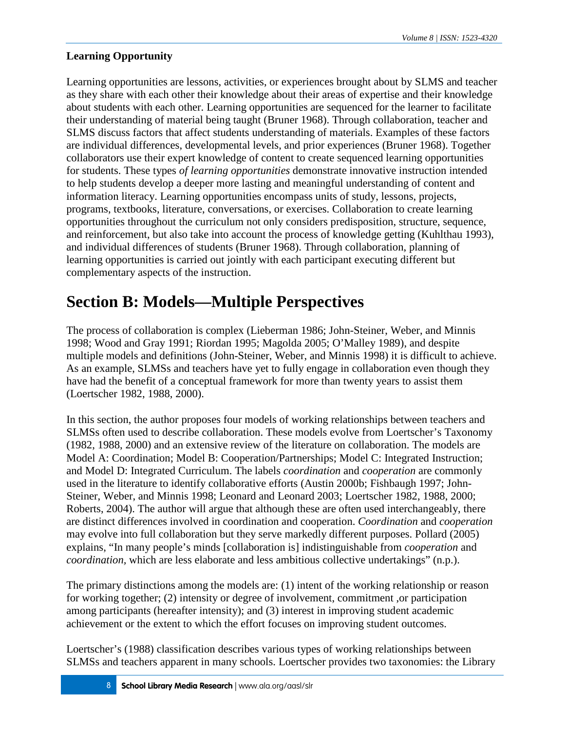**Learning Opportunity**

Learning opportunities are lessons, activities, or experiences brought about by SLMS and teacher as they share with each other their knowledge about their areas of expertise and their knowledge about students with each other. Learning opportunities are sequenced for the learner to facilitate their understanding of material being taught (Bruner 1968). Through collaboration, teacher and SLMS discuss factors that affect students understanding of materials. Examples of these factors are individual differences, developmental levels, and prior experiences (Bruner 1968). Together collaborators use their expert knowledge of content to create sequenced learning opportunities for students. These types *of learning opportunities* demonstrate innovative instruction intended to help students develop a deeper more lasting and meaningful understanding of content and information literacy. Learning opportunities encompass units of study, lessons, projects, programs, textbooks, literature, conversations, or exercises. Collaboration to create learning opportunities throughout the curriculum not only considers predisposition, structure, sequence, and reinforcement, but also take into account the process of knowledge getting (Kuhlthau 1993), and individual differences of students (Bruner 1968). Through collaboration, planning of learning opportunities is carried out jointly with each participant executing different but complementary aspects of the instruction.

# Section B: Models—Multiple Perspectives

The process of collaboration is complex (Lieberman 1986; John-Steiner, Weber, and Minnis 1998; Wood and Gray 1991; Riordan 1995; Magolda 2005; O'Malley 1989), and despite multiple models and definitions (John-Steiner, Weber, and Minnis 1998) it is difficult to achieve. As an example, SLMSs and teachers have yet to fully engage in collaboration even though they have had the benefit of a conceptual framework for more than twenty years to assist them (Loertscher 1982, 1988, 2000).

In this section, the author proposes four models of working relationships between teachers and SLMSs often used to describe collaboration. These models evolve from Loertscher's Taxonomy (1982, 1988, 2000) and an extensive review of the literature on collaboration. The models are Model A: Coordination; Model B: Cooperation/Partnerships; Model C: Integrated Instruction; and Model D: Integrated Curriculum. The labels *coordination* and *cooperation* are commonly used in the literature to identify collaborative efforts (Austin 2000b; Fishbaugh 1997; John-Steiner, Weber, and Minnis 1998; Leonard and Leonard 2003; Loertscher 1982, 1988, 2000; Roberts, 2004). The author will argue that although these are often used interchangeably, there are distinct differences involved in coordination and cooperation. *Coordination* and *cooperation* may evolve into full collaboration but they serve markedly different purposes. Pollard (2005) explains, "In many people's minds [collaboration is] indistinguishable from *cooperation* and *coordination,* which are less elaborate and less ambitious collective undertakings" (n.p.).

The primary distinctions among the models are: (1) intent of the working relationship or reason for working together; (2) intensity or degree of involvement, commitment ,or participation among participants (hereafter intensity); and (3) interest in improving student academic achievement or the extent to which the effort focuses on improving student outcomes.

Loertscher's (1988) classification describes various types of working relationships between SLMSs and teachers apparent in many schools. Loertscher provides two taxonomies: the Library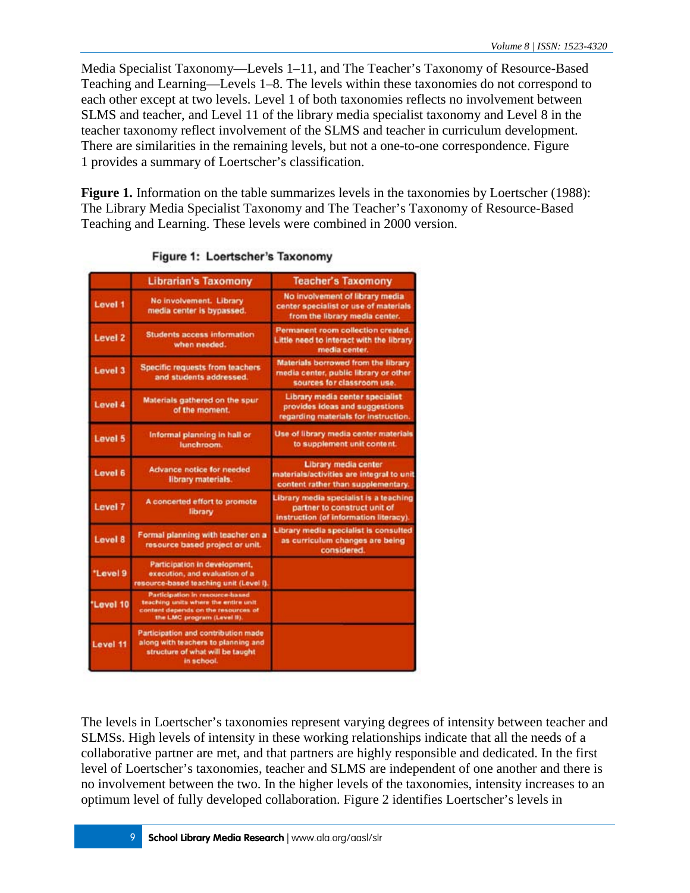Media Specialist Taxonomy—Levels 1–11, and The Teacher's Taxonomy of Resource-Based Teaching and Learning—Levels 1–8. The levels within these taxonomies do not correspond to each other except at two levels. Level 1 of both taxonomies reflects no involvement between SLMS and teacher, and Level 11 of the library media specialist taxonomy and Level 8 in the teacher taxonomy reflect involvement of the SLMS and teacher in curriculum development. There are similarities in the remaining levels, but not a one-to-one correspondence. Figure 1 provides a summary of Loertscher's classification.

**Figure 1.** Information on the table summarizes levels in the taxonomies by Loertscher (1988): The Library Media Specialist Taxonomy and The Teacher's Taxonomy of Resource-Based Teaching and Learning. These levels were combined in 2000 version.

**Figure 1: Loertscher's Taxonomy**

| | Librarian's Taxomony | Teacher's Taxomony |
|---|---|---|
| Level 1 | No involvement. Library media center is bypassed. | No involvement of library media center specialist or use of materials from the library media center. |
| Level 2 | Students access information when needed. | Permanent room collection created. Little need to interact with the library media center. |
| Level 3 | Specific requests from teachers and students addressed. | Materials borrowed from the library media center, public library or other sources for classroom use. |
| Level 4 | Materials gathered on the spur of the moment. | Library media center specialist provides ideas and suggestions regarding materials for instruction. |
| Level 5 | Informal planning in hall or lunchroom. | Use of library media center materials to supplement unit content. |
| Level 6 | Advance notice for needed library materials. | Library media center materials/activities are integral to unit content rather than supplementary. |
| Level 7 | A concerted effort to promote library | Library media specialist is a teaching partner to construct unit of instruction (of information literacy). |
| Level 8 | Formal planning with teacher on a resource based project or unit. | Library media specialist is consulted as curriculum changes are being considered. |
| *Level 9 | Participation in development, execution, and evaluation of a resource-based teaching unit (Level I). | |
| *Level 10 | Participation in resource-based teaching units where the entire unit content depends on the resources of the LMC program (Level II). | |
| Level 11 | Participation and contribution made along with teachers to planning and structure of what will be taught in school. | |

The levels in Loertscher's taxonomies represent varying degrees of intensity between teacher and SLMSs. High levels of intensity in these working relationships indicate that all the needs of a collaborative partner are met, and that partners are highly responsible and dedicated. In the first level of Loertscher's taxonomies, teacher and SLMS are independent of one another and there is no involvement between the two. In the higher levels of the taxonomies, intensity increases to an optimum level of fully developed collaboration. Figure 2 identifies Loertscher's levels in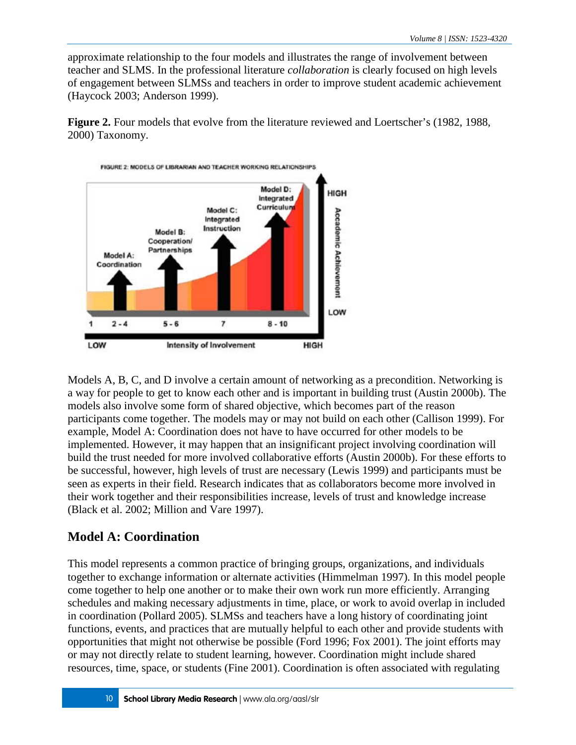approximate relationship to the four models and illustrates the range of involvement between teacher and SLMS. In the professional literature *collaboration* is clearly focused on high levels of engagement between SLMSs and teachers in order to improve student academic achievement (Haycock 2003; Anderson 1999).

**Figure 2.** Four models that evolve from the literature reviewed and Loertscher's (1982, 1988, 2000) Taxonomy.

Models A, B, C, and D involve a certain amount of networking as a precondition. Networking is a way for people to get to know each other and is important in building trust (Austin 2000b). The models also involve some form of shared objective, which becomes part of the reason participants come together. The models may or may not build on each other (Callison 1999). For example, Model A: Coordination does not have to have occurred for other models to be implemented. However, it may happen that an insignificant project involving coordination will build the trust needed for more involved collaborative efforts (Austin 2000b). For these efforts to be successful, however, high levels of trust are necessary (Lewis 1999) and participants must be seen as experts in their field. Research indicates that as collaborators become more involved in their work together and their responsibilities increase, levels of trust and knowledge increase (Black et al. 2002; Million and Vare 1997).

## Model A: Coordination

This model represents a common practice of bringing groups, organizations, and individuals together to exchange information or alternate activities (Himmelman 1997). In this model people come together to help one another or to make their own work run more efficiently. Arranging schedules and making necessary adjustments in time, place, or work to avoid overlap in included in coordination (Pollard 2005). SLMSs and teachers have a long history of coordinating joint functions, events, and practices that are mutually helpful to each other and provide students with opportunities that might not otherwise be possible (Ford 1996; Fox 2001). The joint efforts may or may not directly relate to student learning, however. Coordination might include shared resources, time, space, or students (Fine 2001). Coordination is often associated with regulating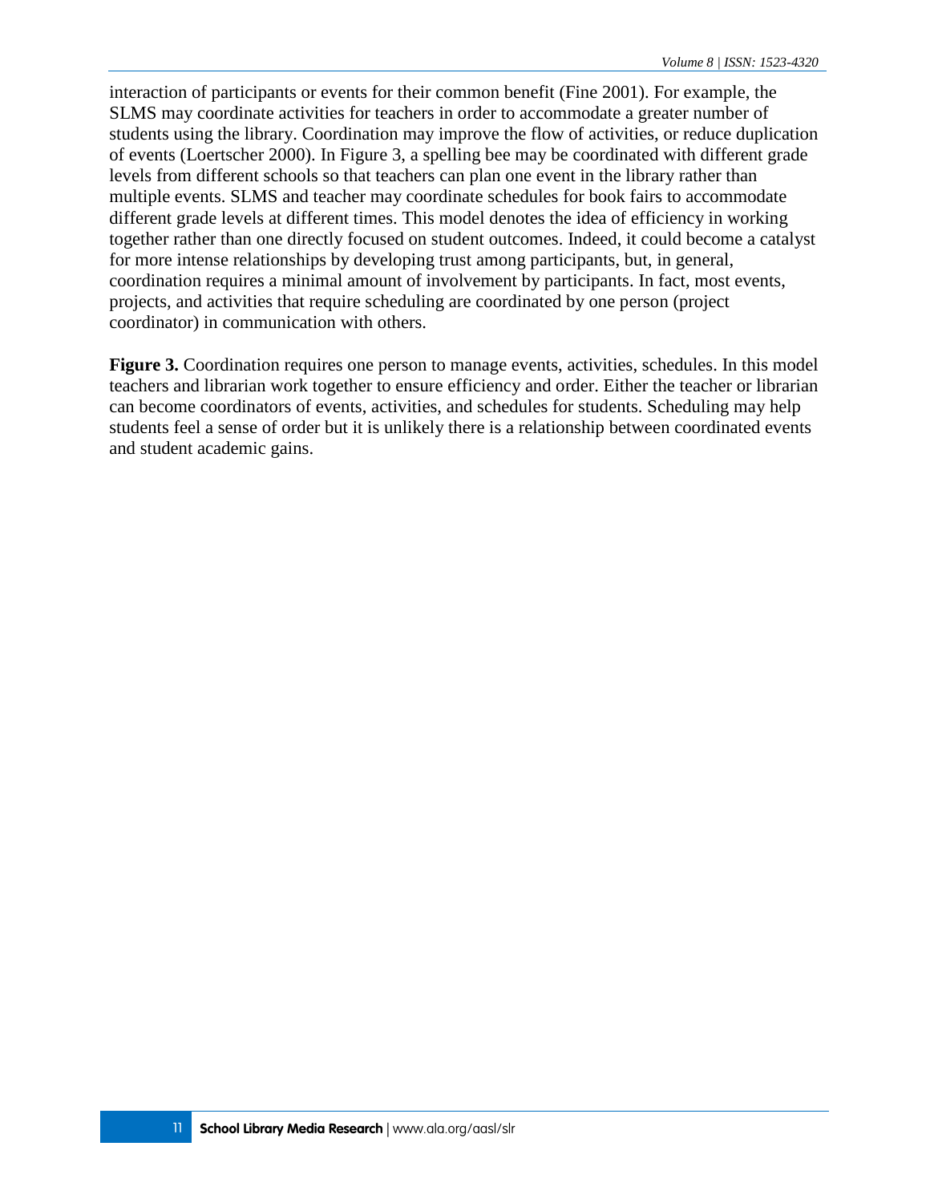interaction of participants or events for their common benefit (Fine 2001). For example, the SLMS may coordinate activities for teachers in order to accommodate a greater number of students using the library. Coordination may improve the flow of activities, or reduce duplication of events (Loertscher 2000). In Figure 3, a spelling bee may be coordinated with different grade levels from different schools so that teachers can plan one event in the library rather than multiple events. SLMS and teacher may coordinate schedules for book fairs to accommodate different grade levels at different times. This model denotes the idea of efficiency in working together rather than one directly focused on student outcomes. Indeed, it could become a catalyst for more intense relationships by developing trust among participants, but, in general, coordination requires a minimal amount of involvement by participants. In fact, most events, projects, and activities that require scheduling are coordinated by one person (project coordinator) in communication with others.

**Figure 3.** Coordination requires one person to manage events, activities, schedules. In this model teachers and librarian work together to ensure efficiency and order. Either the teacher or librarian can become coordinators of events, activities, and schedules for students. Scheduling may help students feel a sense of order but it is unlikely there is a relationship between coordinated events and student academic gains.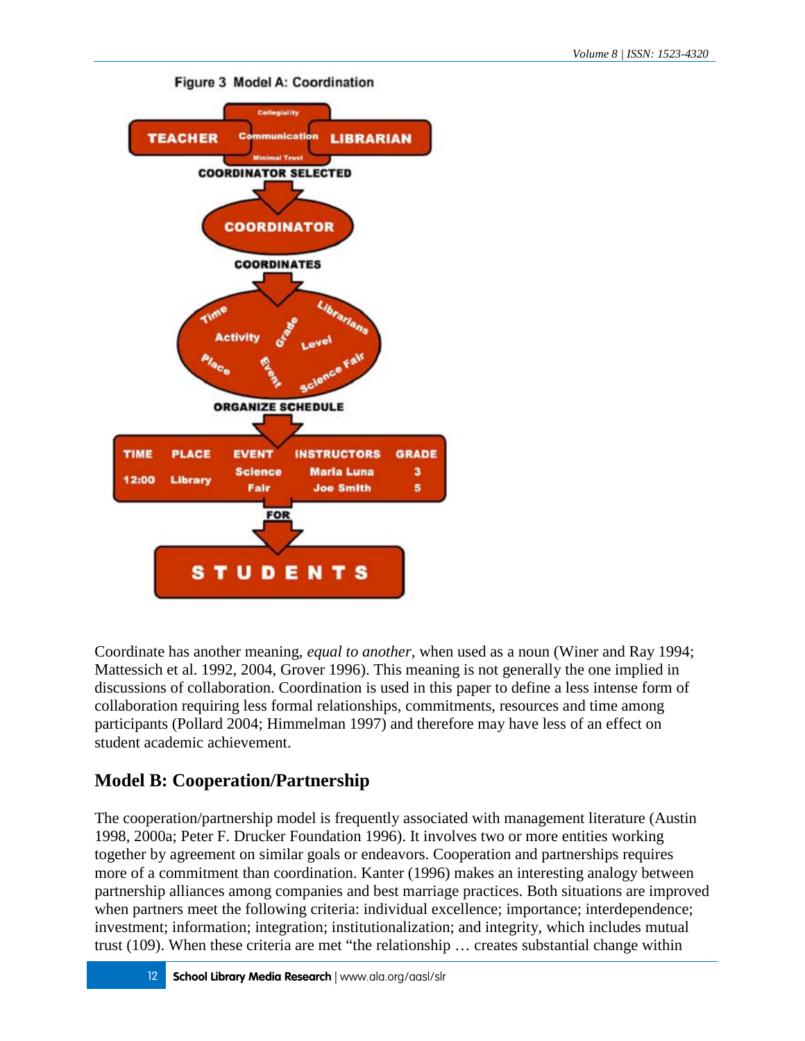Figure 3 Model A: Coordination

Coordinate has another meaning, *equal to another*, when used as a noun (Winer and Ray 1994; Mattessich et al. 1992, 2004, Grover 1996). This meaning is not generally the one implied in discussions of collaboration. Coordination is used in this paper to define a less intense form of collaboration requiring less formal relationships, commitments, resources and time among participants (Pollard 2004; Himmelman 1997) and therefore may have less of an effect on student academic achievement.

## Model B: Cooperation/Partnership

The cooperation/partnership model is frequently associated with management literature (Austin 1998, 2000a; Peter F. Drucker Foundation 1996). It involves two or more entities working together by agreement on similar goals or endeavors. Cooperation and partnerships requires more of a commitment than coordination. Kanter (1996) makes an interesting analogy between partnership alliances among companies and best marriage practices. Both situations are improved when partners meet the following criteria: individual excellence; importance; interdependence; investment; information; integration; institutionalization; and integrity, which includes mutual trust (109). When these criteria are met "the relationship … creates substantial change within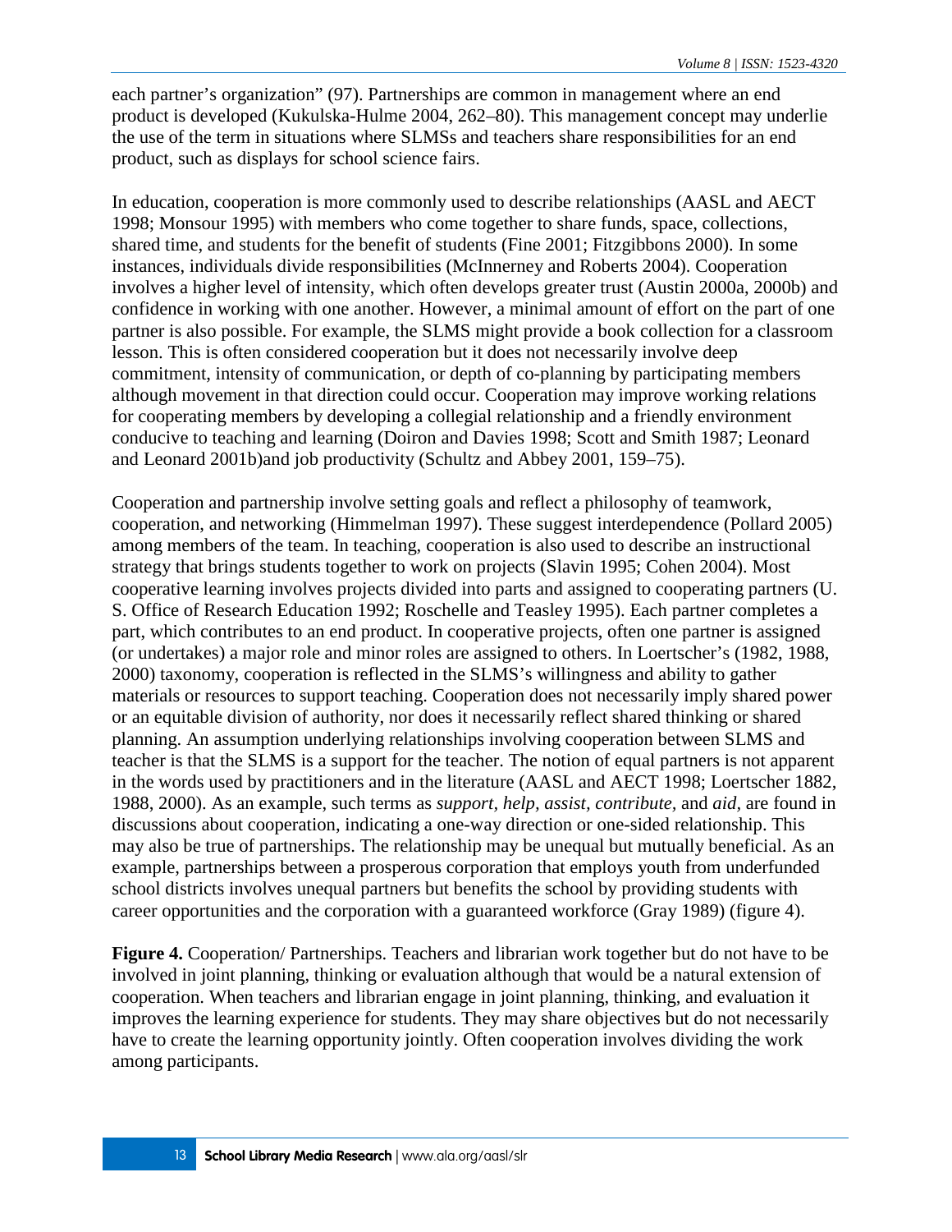each partner's organization" (97). Partnerships are common in management where an end product is developed (Kukulska-Hulme 2004, 262–80). This management concept may underlie the use of the term in situations where SLMSs and teachers share responsibilities for an end product, such as displays for school science fairs.

In education, cooperation is more commonly used to describe relationships (AASL and AECT 1998; Monsour 1995) with members who come together to share funds, space, collections, shared time, and students for the benefit of students (Fine 2001; Fitzgibbons 2000). In some instances, individuals divide responsibilities (McInnerney and Roberts 2004). Cooperation involves a higher level of intensity, which often develops greater trust (Austin 2000a, 2000b) and confidence in working with one another. However, a minimal amount of effort on the part of one partner is also possible. For example, the SLMS might provide a book collection for a classroom lesson. This is often considered cooperation but it does not necessarily involve deep commitment, intensity of communication, or depth of co-planning by participating members although movement in that direction could occur. Cooperation may improve working relations for cooperating members by developing a collegial relationship and a friendly environment conducive to teaching and learning (Doiron and Davies 1998; Scott and Smith 1987; Leonard and Leonard 2001b)and job productivity (Schultz and Abbey 2001, 159–75).

Cooperation and partnership involve setting goals and reflect a philosophy of teamwork, cooperation, and networking (Himmelman 1997). These suggest interdependence (Pollard 2005) among members of the team. In teaching, cooperation is also used to describe an instructional strategy that brings students together to work on projects (Slavin 1995; Cohen 2004). Most cooperative learning involves projects divided into parts and assigned to cooperating partners (U. S. Office of Research Education 1992; Roschelle and Teasley 1995). Each partner completes a part, which contributes to an end product. In cooperative projects, often one partner is assigned (or undertakes) a major role and minor roles are assigned to others. In Loertscher's (1982, 1988, 2000) taxonomy, cooperation is reflected in the SLMS's willingness and ability to gather materials or resources to support teaching. Cooperation does not necessarily imply shared power or an equitable division of authority, nor does it necessarily reflect shared thinking or shared planning. An assumption underlying relationships involving cooperation between SLMS and teacher is that the SLMS is a support for the teacher. The notion of equal partners is not apparent in the words used by practitioners and in the literature (AASL and AECT 1998; Loertscher 1882, 1988, 2000). As an example, such terms as *support, help, assist, contribute,* and *aid*, are found in discussions about cooperation, indicating a one-way direction or one-sided relationship. This may also be true of partnerships. The relationship may be unequal but mutually beneficial. As an example, partnerships between a prosperous corporation that employs youth from underfunded school districts involves unequal partners but benefits the school by providing students with career opportunities and the corporation with a guaranteed workforce (Gray 1989) (figure 4).

**Figure 4.** Cooperation/ Partnerships. Teachers and librarian work together but do not have to be involved in joint planning, thinking or evaluation although that would be a natural extension of cooperation. When teachers and librarian engage in joint planning, thinking, and evaluation it improves the learning experience for students. They may share objectives but do not necessarily have to create the learning opportunity jointly. Often cooperation involves dividing the work among participants.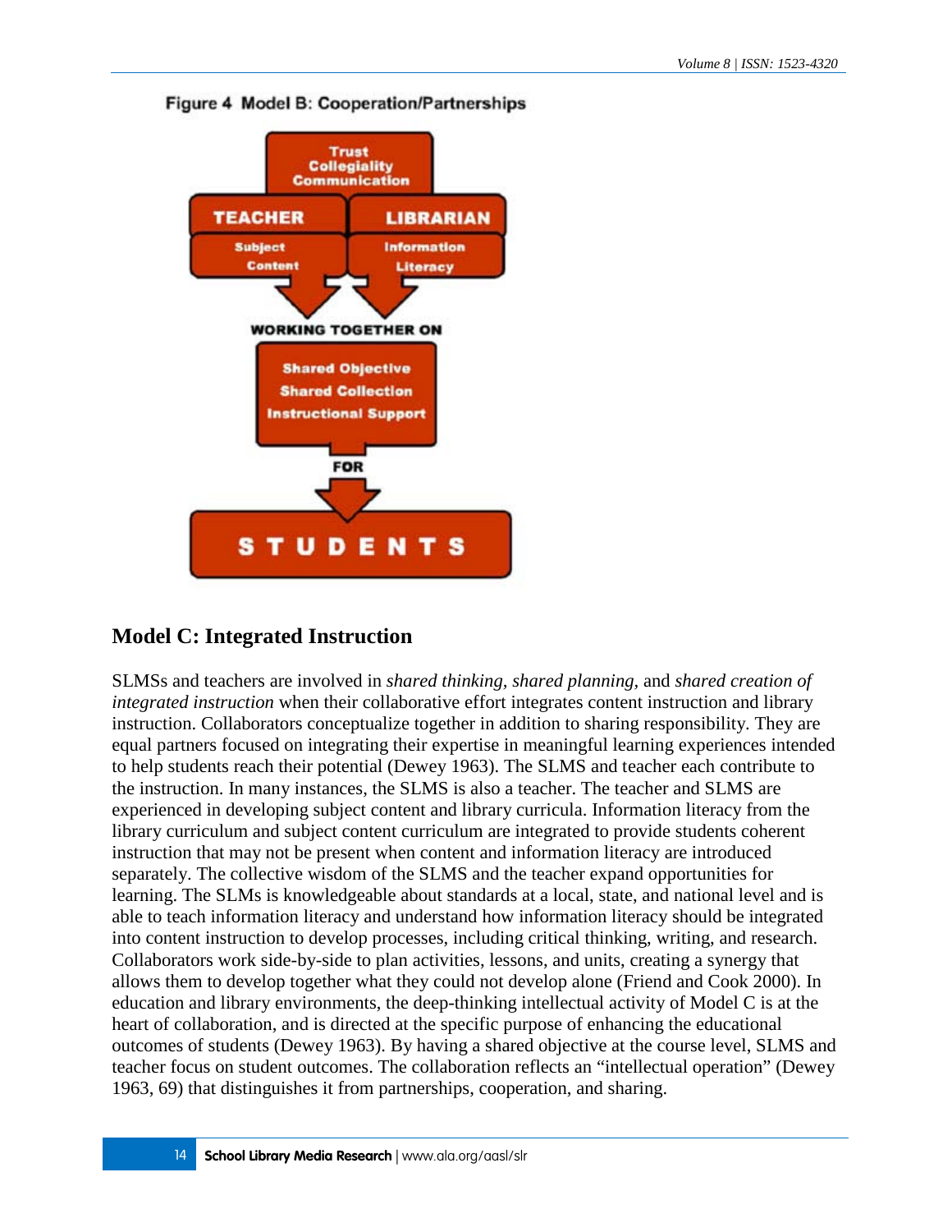Figure 4 Model B: Cooperation/Partnerships

Trust
Collegiality
Communication

TEACHER — Subject Content

LIBRARIAN — Information Literacy

WORKING TOGETHER ON

Shared Objective
Shared Collection
Instructional Support

FOR

STUDENTS

## Model C: Integrated Instruction

SLMSs and teachers are involved in *shared thinking, shared planning,* and *shared creation of integrated instruction* when their collaborative effort integrates content instruction and library instruction. Collaborators conceptualize together in addition to sharing responsibility. They are equal partners focused on integrating their expertise in meaningful learning experiences intended to help students reach their potential (Dewey 1963). The SLMS and teacher each contribute to the instruction. In many instances, the SLMS is also a teacher. The teacher and SLMS are experienced in developing subject content and library curricula. Information literacy from the library curriculum and subject content curriculum are integrated to provide students coherent instruction that may not be present when content and information literacy are introduced separately. The collective wisdom of the SLMS and the teacher expand opportunities for learning. The SLMs is knowledgeable about standards at a local, state, and national level and is able to teach information literacy and understand how information literacy should be integrated into content instruction to develop processes, including critical thinking, writing, and research. Collaborators work side-by-side to plan activities, lessons, and units, creating a synergy that allows them to develop together what they could not develop alone (Friend and Cook 2000). In education and library environments, the deep-thinking intellectual activity of Model C is at the heart of collaboration, and is directed at the specific purpose of enhancing the educational outcomes of students (Dewey 1963). By having a shared objective at the course level, SLMS and teacher focus on student outcomes. The collaboration reflects an "intellectual operation" (Dewey 1963, 69) that distinguishes it from partnerships, cooperation, and sharing.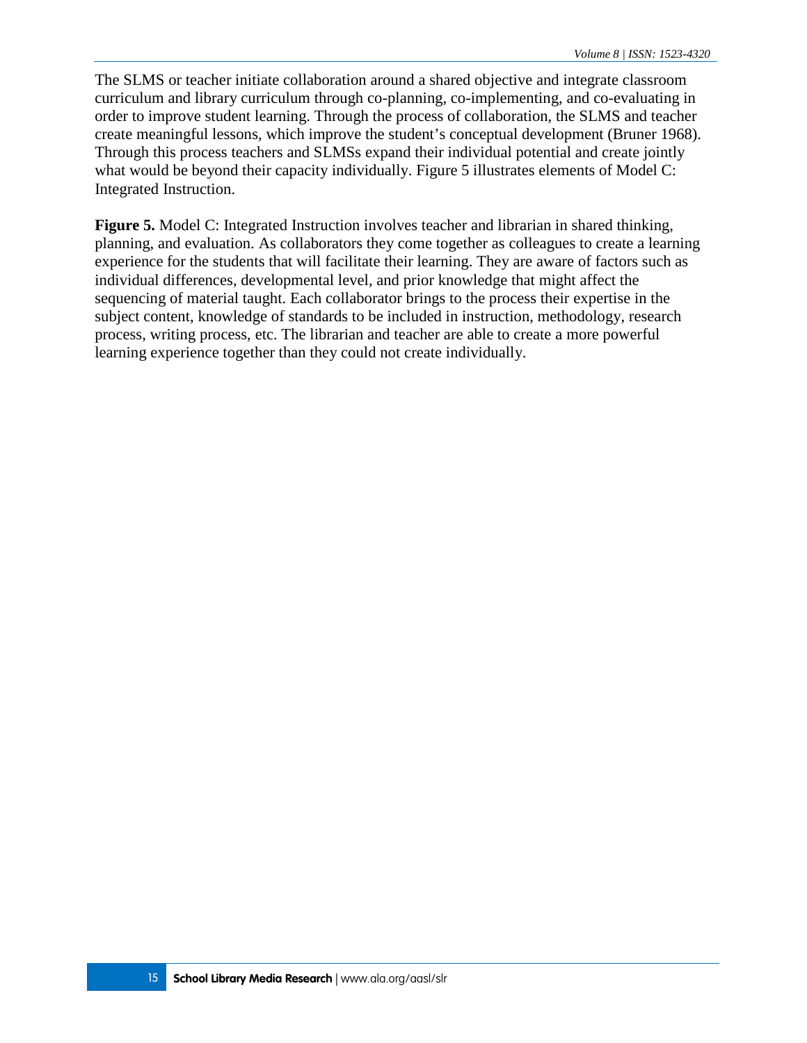The SLMS or teacher initiate collaboration around a shared objective and integrate classroom curriculum and library curriculum through co-planning, co-implementing, and co-evaluating in order to improve student learning. Through the process of collaboration, the SLMS and teacher create meaningful lessons, which improve the student's conceptual development (Bruner 1968). Through this process teachers and SLMSs expand their individual potential and create jointly what would be beyond their capacity individually. Figure 5 illustrates elements of Model C: Integrated Instruction.

**Figure 5.** Model C: Integrated Instruction involves teacher and librarian in shared thinking, planning, and evaluation. As collaborators they come together as colleagues to create a learning experience for the students that will facilitate their learning. They are aware of factors such as individual differences, developmental level, and prior knowledge that might affect the sequencing of material taught. Each collaborator brings to the process their expertise in the subject content, knowledge of standards to be included in instruction, methodology, research process, writing process, etc. The librarian and teacher are able to create a more powerful learning experience together than they could not create individually.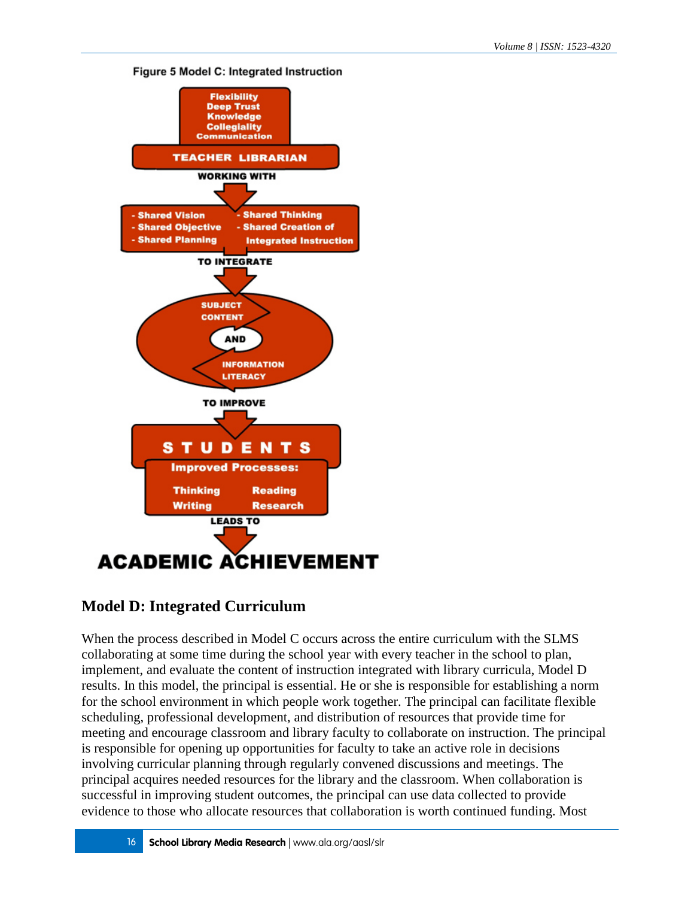Figure 5 Model C: Integrated Instruction

Flexibility
Deep Trust
Knowledge
Collegiality
Communication

TEACHER LIBRARIAN

WORKING WITH

- Shared Vision
- Shared Objective
- Shared Planning
- Shared Thinking
- Shared Creation of Integrated Instruction

TO INTEGRATE

SUBJECT CONTENT AND INFORMATION LITERACY

TO IMPROVE

STUDENTS

Improved Processes:

Thinking
Reading
Writing
Research

LEADS TO

ACADEMIC ACHIEVEMENT

## Model D: Integrated Curriculum

When the process described in Model C occurs across the entire curriculum with the SLMS collaborating at some time during the school year with every teacher in the school to plan, implement, and evaluate the content of instruction integrated with library curricula, Model D results. In this model, the principal is essential. He or she is responsible for establishing a norm for the school environment in which people work together. The principal can facilitate flexible scheduling, professional development, and distribution of resources that provide time for meeting and encourage classroom and library faculty to collaborate on instruction. The principal is responsible for opening up opportunities for faculty to take an active role in decisions involving curricular planning through regularly convened discussions and meetings. The principal acquires needed resources for the library and the classroom. When collaboration is successful in improving student outcomes, the principal can use data collected to provide evidence to those who allocate resources that collaboration is worth continued funding. Most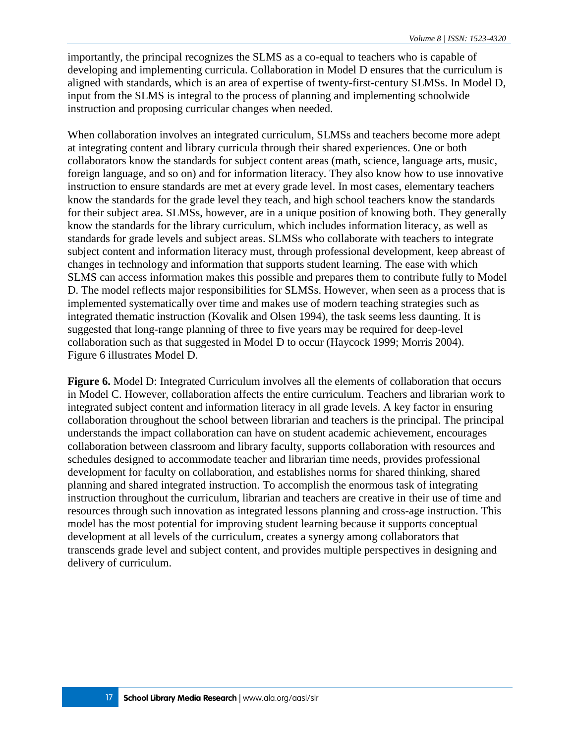importantly, the principal recognizes the SLMS as a co-equal to teachers who is capable of developing and implementing curricula. Collaboration in Model D ensures that the curriculum is aligned with standards, which is an area of expertise of twenty-first-century SLMSs. In Model D, input from the SLMS is integral to the process of planning and implementing schoolwide instruction and proposing curricular changes when needed.

When collaboration involves an integrated curriculum, SLMSs and teachers become more adept at integrating content and library curricula through their shared experiences. One or both collaborators know the standards for subject content areas (math, science, language arts, music, foreign language, and so on) and for information literacy. They also know how to use innovative instruction to ensure standards are met at every grade level. In most cases, elementary teachers know the standards for the grade level they teach, and high school teachers know the standards for their subject area. SLMSs, however, are in a unique position of knowing both. They generally know the standards for the library curriculum, which includes information literacy, as well as standards for grade levels and subject areas. SLMSs who collaborate with teachers to integrate subject content and information literacy must, through professional development, keep abreast of changes in technology and information that supports student learning. The ease with which SLMS can access information makes this possible and prepares them to contribute fully to Model D. The model reflects major responsibilities for SLMSs. However, when seen as a process that is implemented systematically over time and makes use of modern teaching strategies such as integrated thematic instruction (Kovalik and Olsen 1994), the task seems less daunting. It is suggested that long-range planning of three to five years may be required for deep-level collaboration such as that suggested in Model D to occur (Haycock 1999; Morris 2004). Figure 6 illustrates Model D.

**Figure 6.** Model D: Integrated Curriculum involves all the elements of collaboration that occurs in Model C. However, collaboration affects the entire curriculum. Teachers and librarian work to integrated subject content and information literacy in all grade levels. A key factor in ensuring collaboration throughout the school between librarian and teachers is the principal. The principal understands the impact collaboration can have on student academic achievement, encourages collaboration between classroom and library faculty, supports collaboration with resources and schedules designed to accommodate teacher and librarian time needs, provides professional development for faculty on collaboration, and establishes norms for shared thinking, shared planning and shared integrated instruction. To accomplish the enormous task of integrating instruction throughout the curriculum, librarian and teachers are creative in their use of time and resources through such innovation as integrated lessons planning and cross-age instruction. This model has the most potential for improving student learning because it supports conceptual development at all levels of the curriculum, creates a synergy among collaborators that transcends grade level and subject content, and provides multiple perspectives in designing and delivery of curriculum.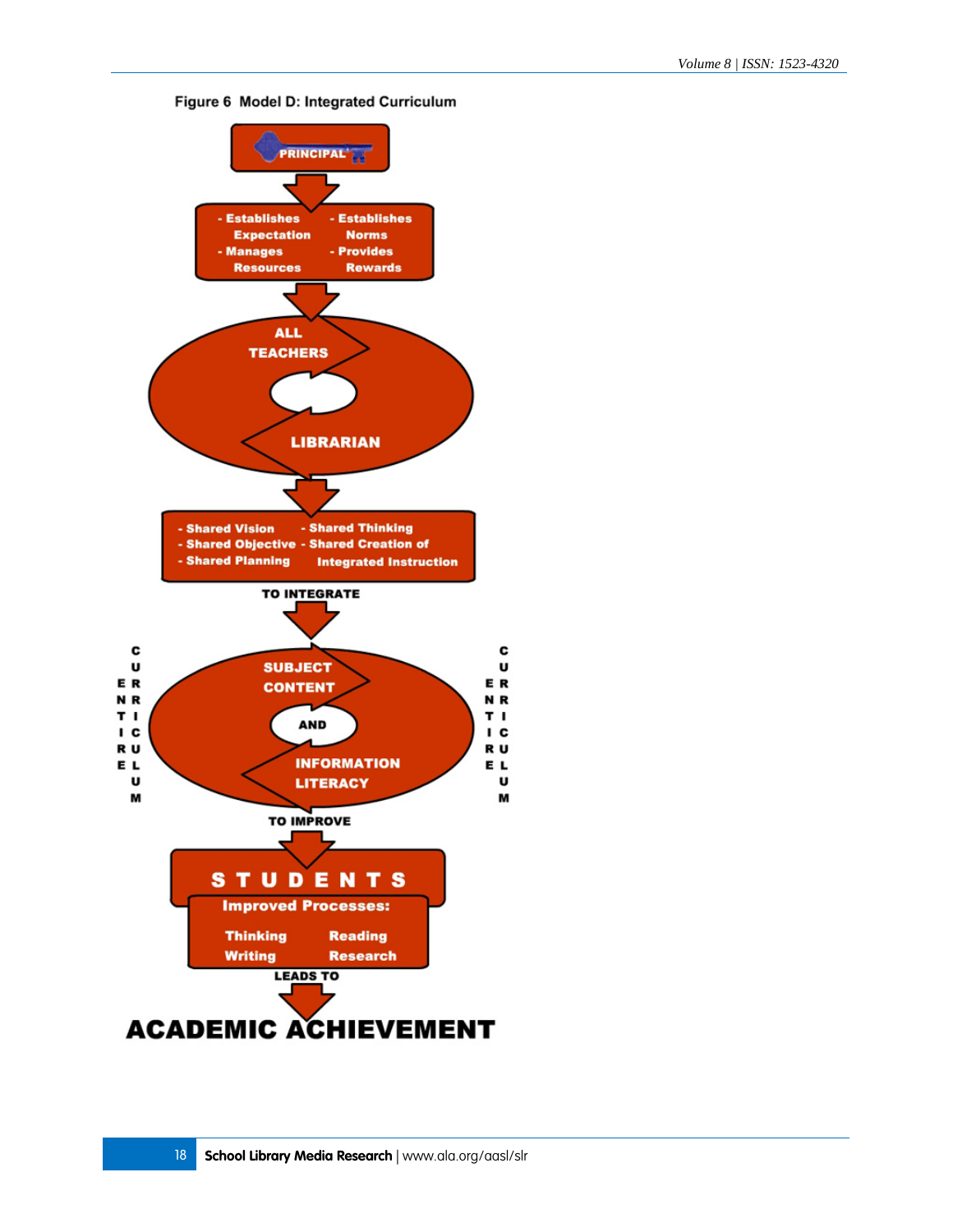Figure 6 Model D: Integrated Curriculum

PRINCIPAL

- Establishes Expectation
- Manages Resources
- Establishes Norms
- Provides Rewards

ALL TEACHERS

LIBRARIAN

- Shared Vision
- Shared Objective
- Shared Planning
- Shared Thinking
- Shared Creation of Integrated Instruction

TO INTEGRATE

ENTIRE CURRICULUM

SUBJECT CONTENT

AND

INFORMATION LITERACY

ENTIRE CURRICULUM

TO IMPROVE

STUDENTS

Improved Processes:

Thinking
Reading
Writing
Research

LEADS TO

ACADEMIC ACHIEVEMENT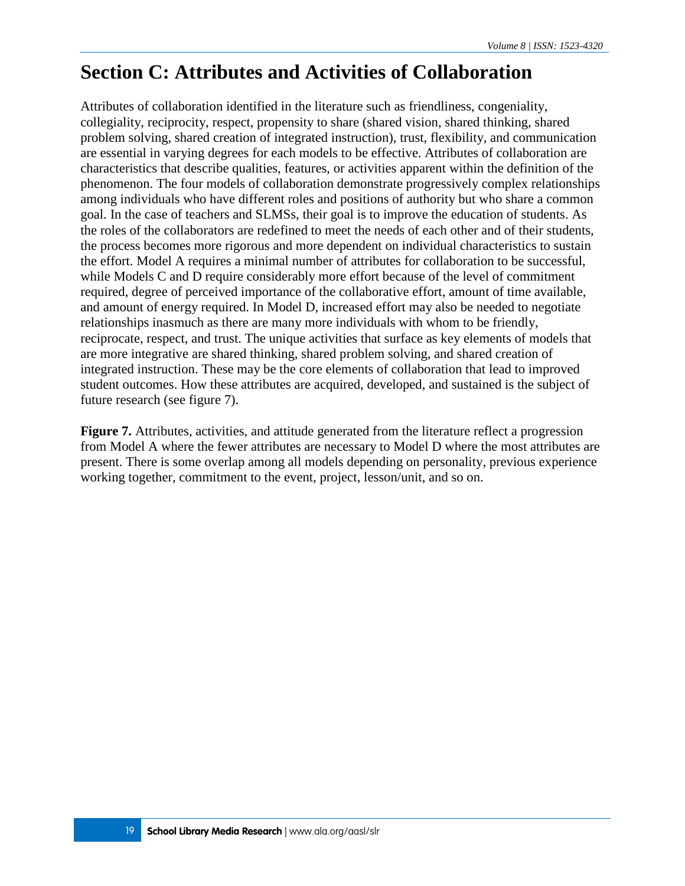## Section C: Attributes and Activities of Collaboration

Attributes of collaboration identified in the literature such as friendliness, congeniality, collegiality, reciprocity, respect, propensity to share (shared vision, shared thinking, shared problem solving, shared creation of integrated instruction), trust, flexibility, and communication are essential in varying degrees for each models to be effective. Attributes of collaboration are characteristics that describe qualities, features, or activities apparent within the definition of the phenomenon. The four models of collaboration demonstrate progressively complex relationships among individuals who have different roles and positions of authority but who share a common goal. In the case of teachers and SLMSs, their goal is to improve the education of students. As the roles of the collaborators are redefined to meet the needs of each other and of their students, the process becomes more rigorous and more dependent on individual characteristics to sustain the effort. Model A requires a minimal number of attributes for collaboration to be successful, while Models C and D require considerably more effort because of the level of commitment required, degree of perceived importance of the collaborative effort, amount of time available, and amount of energy required. In Model D, increased effort may also be needed to negotiate relationships inasmuch as there are many more individuals with whom to be friendly, reciprocate, respect, and trust. The unique activities that surface as key elements of models that are more integrative are shared thinking, shared problem solving, and shared creation of integrated instruction. These may be the core elements of collaboration that lead to improved student outcomes. How these attributes are acquired, developed, and sustained is the subject of future research (see figure 7).

**Figure 7.** Attributes, activities, and attitude generated from the literature reflect a progression from Model A where the fewer attributes are necessary to Model D where the most attributes are present. There is some overlap among all models depending on personality, previous experience working together, commitment to the event, project, lesson/unit, and so on.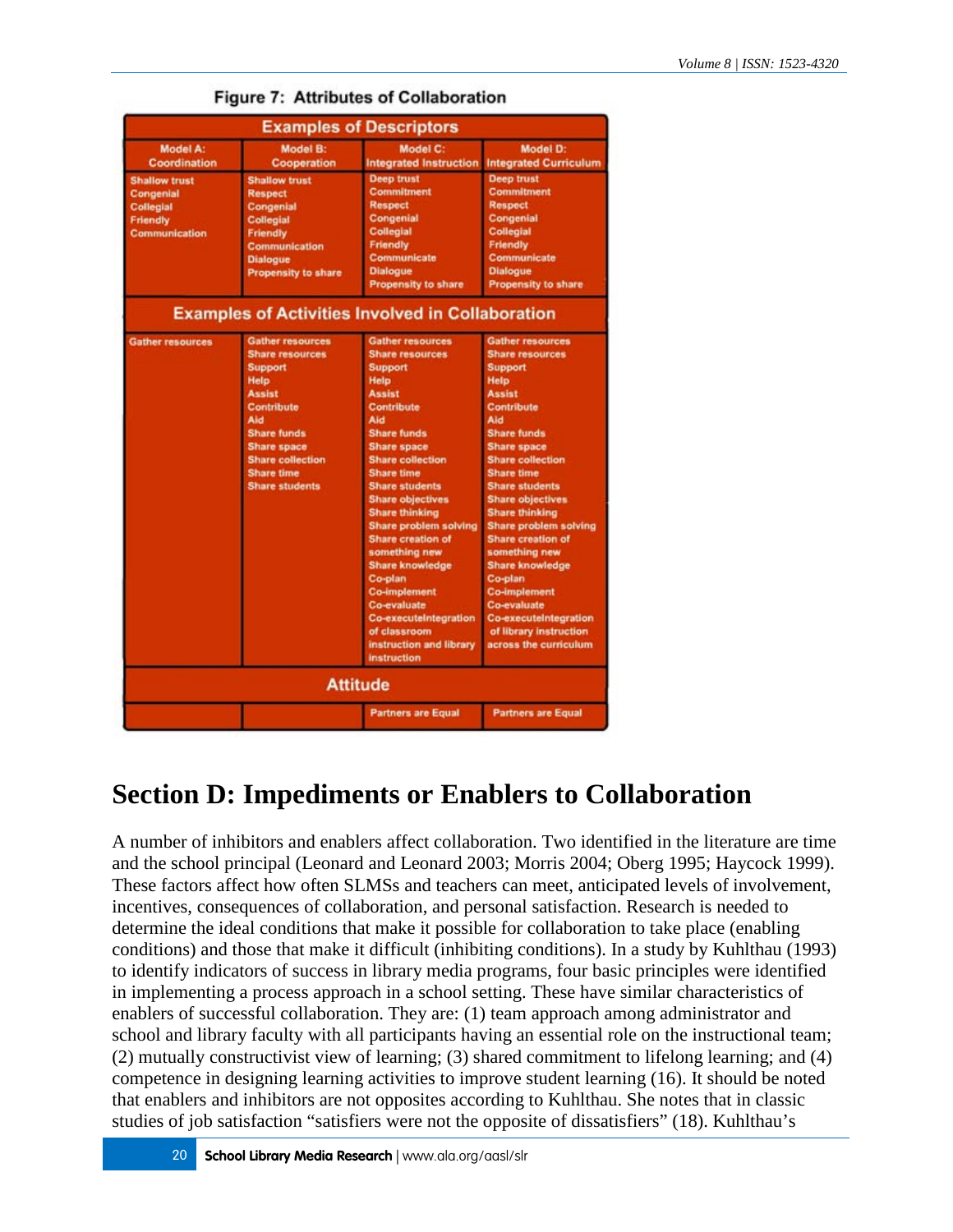**Figure 7: Attributes of Collaboration**

| Model A: Coordination | Model B: Cooperation | Model C: Integrated Instruction | Model D: Integrated Curriculum |
|---|---|---|---|
| **Examples of Descriptors** | | | |
| Shallow trust<br>Congenial<br>Collegial<br>Friendly<br>Communication | Shallow trust<br>Respect<br>Congenial<br>Collegial<br>Friendly<br>Communication<br>Dialogue<br>Propensity to share | Deep trust<br>Commitment<br>Respect<br>Congenial<br>Collegial<br>Friendly<br>Communicate<br>Dialogue<br>Propensity to share | Deep trust<br>Commitment<br>Respect<br>Congenial<br>Collegial<br>Friendly<br>Communicate<br>Dialogue<br>Propensity to share |
| **Examples of Activities Involved in Collaboration** | | | |
| Gather resources | Gather resources<br>Share resources<br>Support<br>Help<br>Assist<br>Contribute<br>Aid<br>Share funds<br>Share space<br>Share collection<br>Share time<br>Share students | Gather resources<br>Share resources<br>Support<br>Help<br>Assist<br>Contribute<br>Aid<br>Share funds<br>Share space<br>Share collection<br>Share time<br>Share students<br>Share objectives<br>Share thinking<br>Share problem solving<br>Share creation of something new<br>Share knowledge<br>Co-plan<br>Co-implement<br>Co-evaluate<br>Co-executeIntegration of classroom instruction and library instruction | Gather resources<br>Share resources<br>Support<br>Help<br>Assist<br>Contribute<br>Aid<br>Share funds<br>Share space<br>Share collection<br>Share time<br>Share students<br>Share objectives<br>Share thinking<br>Share problem solving<br>Share creation of something new<br>Share knowledge<br>Co-plan<br>Co-implement<br>Co-evaluate<br>Co-executeIntegration of library instruction across the curriculum |
| **Attitude** | | | |
| | | Partners are Equal | Partners are Equal |

# Section D: Impediments or Enablers to Collaboration

A number of inhibitors and enablers affect collaboration. Two identified in the literature are time and the school principal (Leonard and Leonard 2003; Morris 2004; Oberg 1995; Haycock 1999). These factors affect how often SLMSs and teachers can meet, anticipated levels of involvement, incentives, consequences of collaboration, and personal satisfaction. Research is needed to determine the ideal conditions that make it possible for collaboration to take place (enabling conditions) and those that make it difficult (inhibiting conditions). In a study by Kuhlthau (1993) to identify indicators of success in library media programs, four basic principles were identified in implementing a process approach in a school setting. These have similar characteristics of enablers of successful collaboration. They are: (1) team approach among administrator and school and library faculty with all participants having an essential role on the instructional team; (2) mutually constructivist view of learning; (3) shared commitment to lifelong learning; and (4) competence in designing learning activities to improve student learning (16). It should be noted that enablers and inhibitors are not opposites according to Kuhlthau. She notes that in classic studies of job satisfaction "satisfiers were not the opposite of dissatisfiers" (18). Kuhlthau's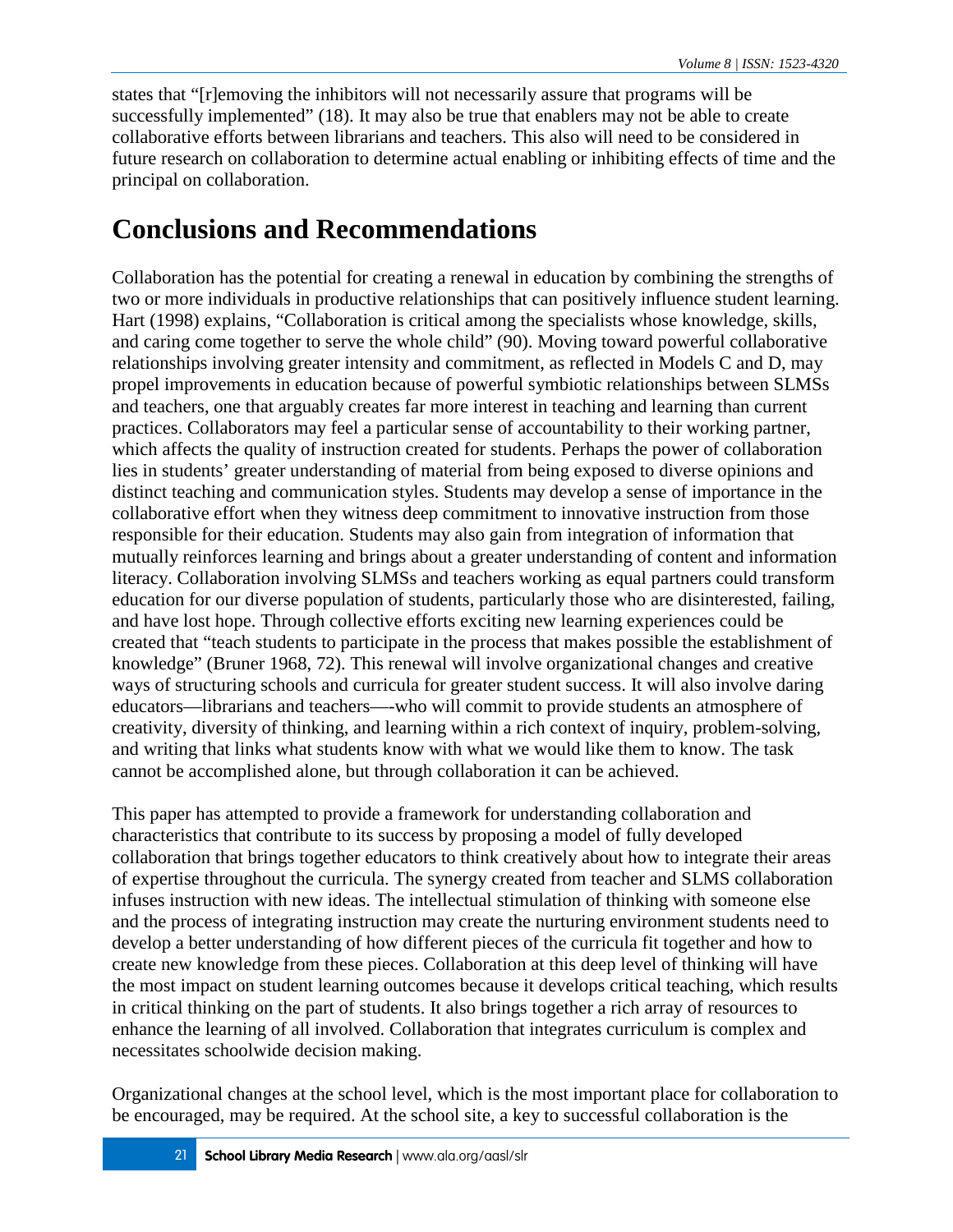states that "[r]emoving the inhibitors will not necessarily assure that programs will be successfully implemented" (18). It may also be true that enablers may not be able to create collaborative efforts between librarians and teachers. This also will need to be considered in future research on collaboration to determine actual enabling or inhibiting effects of time and the principal on collaboration.

# Conclusions and Recommendations

Collaboration has the potential for creating a renewal in education by combining the strengths of two or more individuals in productive relationships that can positively influence student learning. Hart (1998) explains, "Collaboration is critical among the specialists whose knowledge, skills, and caring come together to serve the whole child" (90). Moving toward powerful collaborative relationships involving greater intensity and commitment, as reflected in Models C and D, may propel improvements in education because of powerful symbiotic relationships between SLMSs and teachers, one that arguably creates far more interest in teaching and learning than current practices. Collaborators may feel a particular sense of accountability to their working partner, which affects the quality of instruction created for students. Perhaps the power of collaboration lies in students' greater understanding of material from being exposed to diverse opinions and distinct teaching and communication styles. Students may develop a sense of importance in the collaborative effort when they witness deep commitment to innovative instruction from those responsible for their education. Students may also gain from integration of information that mutually reinforces learning and brings about a greater understanding of content and information literacy. Collaboration involving SLMSs and teachers working as equal partners could transform education for our diverse population of students, particularly those who are disinterested, failing, and have lost hope. Through collective efforts exciting new learning experiences could be created that "teach students to participate in the process that makes possible the establishment of knowledge" (Bruner 1968, 72). This renewal will involve organizational changes and creative ways of structuring schools and curricula for greater student success. It will also involve daring educators—librarians and teachers—-who will commit to provide students an atmosphere of creativity, diversity of thinking, and learning within a rich context of inquiry, problem-solving, and writing that links what students know with what we would like them to know. The task cannot be accomplished alone, but through collaboration it can be achieved.

This paper has attempted to provide a framework for understanding collaboration and characteristics that contribute to its success by proposing a model of fully developed collaboration that brings together educators to think creatively about how to integrate their areas of expertise throughout the curricula. The synergy created from teacher and SLMS collaboration infuses instruction with new ideas. The intellectual stimulation of thinking with someone else and the process of integrating instruction may create the nurturing environment students need to develop a better understanding of how different pieces of the curricula fit together and how to create new knowledge from these pieces. Collaboration at this deep level of thinking will have the most impact on student learning outcomes because it develops critical teaching, which results in critical thinking on the part of students. It also brings together a rich array of resources to enhance the learning of all involved. Collaboration that integrates curriculum is complex and necessitates schoolwide decision making.

Organizational changes at the school level, which is the most important place for collaboration to be encouraged, may be required. At the school site, a key to successful collaboration is the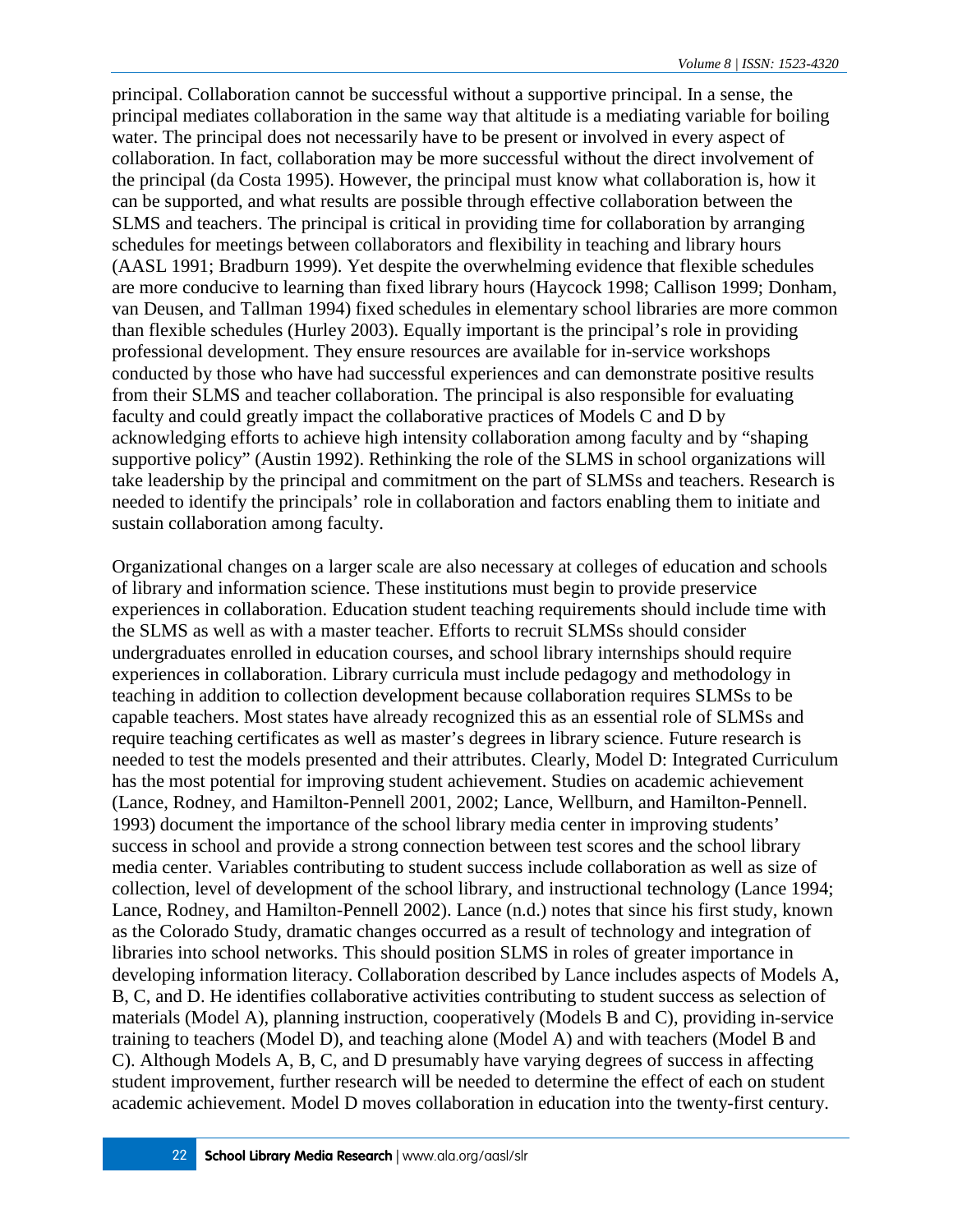principal. Collaboration cannot be successful without a supportive principal. In a sense, the principal mediates collaboration in the same way that altitude is a mediating variable for boiling water. The principal does not necessarily have to be present or involved in every aspect of collaboration. In fact, collaboration may be more successful without the direct involvement of the principal (da Costa 1995). However, the principal must know what collaboration is, how it can be supported, and what results are possible through effective collaboration between the SLMS and teachers. The principal is critical in providing time for collaboration by arranging schedules for meetings between collaborators and flexibility in teaching and library hours (AASL 1991; Bradburn 1999). Yet despite the overwhelming evidence that flexible schedules are more conducive to learning than fixed library hours (Haycock 1998; Callison 1999; Donham, van Deusen, and Tallman 1994) fixed schedules in elementary school libraries are more common than flexible schedules (Hurley 2003). Equally important is the principal's role in providing professional development. They ensure resources are available for in-service workshops conducted by those who have had successful experiences and can demonstrate positive results from their SLMS and teacher collaboration. The principal is also responsible for evaluating faculty and could greatly impact the collaborative practices of Models C and D by acknowledging efforts to achieve high intensity collaboration among faculty and by "shaping supportive policy" (Austin 1992). Rethinking the role of the SLMS in school organizations will take leadership by the principal and commitment on the part of SLMSs and teachers. Research is needed to identify the principals' role in collaboration and factors enabling them to initiate and sustain collaboration among faculty.

Organizational changes on a larger scale are also necessary at colleges of education and schools of library and information science. These institutions must begin to provide preservice experiences in collaboration. Education student teaching requirements should include time with the SLMS as well as with a master teacher. Efforts to recruit SLMSs should consider undergraduates enrolled in education courses, and school library internships should require experiences in collaboration. Library curricula must include pedagogy and methodology in teaching in addition to collection development because collaboration requires SLMSs to be capable teachers. Most states have already recognized this as an essential role of SLMSs and require teaching certificates as well as master's degrees in library science. Future research is needed to test the models presented and their attributes. Clearly, Model D: Integrated Curriculum has the most potential for improving student achievement. Studies on academic achievement (Lance, Rodney, and Hamilton-Pennell 2001, 2002; Lance, Wellburn, and Hamilton-Pennell. 1993) document the importance of the school library media center in improving students' success in school and provide a strong connection between test scores and the school library media center. Variables contributing to student success include collaboration as well as size of collection, level of development of the school library, and instructional technology (Lance 1994; Lance, Rodney, and Hamilton-Pennell 2002). Lance (n.d.) notes that since his first study, known as the Colorado Study, dramatic changes occurred as a result of technology and integration of libraries into school networks. This should position SLMS in roles of greater importance in developing information literacy. Collaboration described by Lance includes aspects of Models A, B, C, and D. He identifies collaborative activities contributing to student success as selection of materials (Model A), planning instruction, cooperatively (Models B and C), providing in-service training to teachers (Model D), and teaching alone (Model A) and with teachers (Model B and C). Although Models A, B, C, and D presumably have varying degrees of success in affecting student improvement, further research will be needed to determine the effect of each on student academic achievement. Model D moves collaboration in education into the twenty-first century.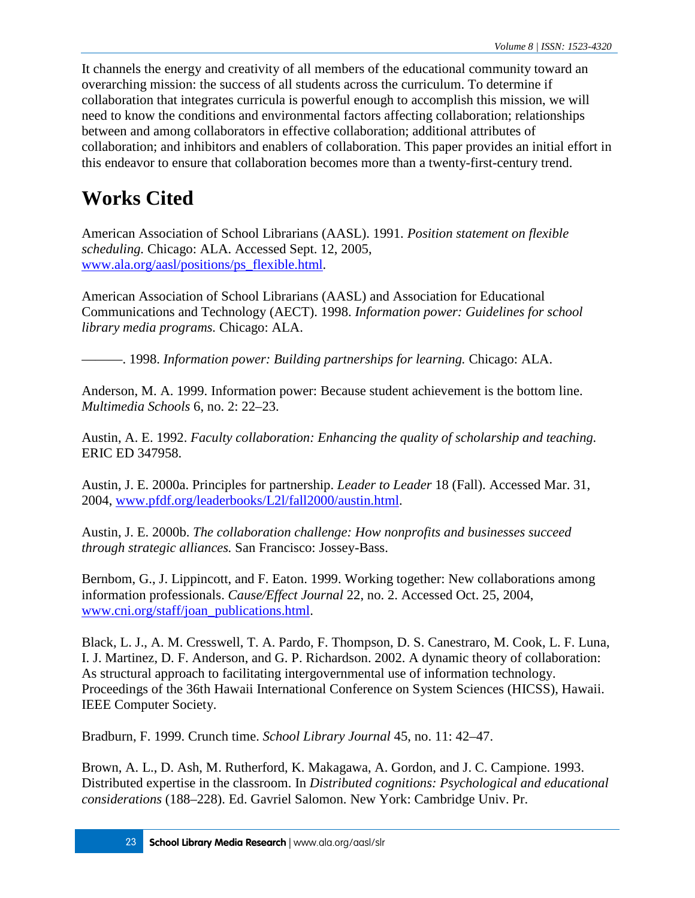It channels the energy and creativity of all members of the educational community toward an overarching mission: the success of all students across the curriculum. To determine if collaboration that integrates curricula is powerful enough to accomplish this mission, we will need to know the conditions and environmental factors affecting collaboration; relationships between and among collaborators in effective collaboration; additional attributes of collaboration; and inhibitors and enablers of collaboration. This paper provides an initial effort in this endeavor to ensure that collaboration becomes more than a twenty-first-century trend.

# Works Cited

American Association of School Librarians (AASL). 1991. *Position statement on flexible scheduling.* Chicago: ALA. Accessed Sept. 12, 2005, [www.ala.org/aasl/positions/ps_flexible.html](www.ala.org/aasl/positions/ps_flexible.html).

American Association of School Librarians (AASL) and Association for Educational Communications and Technology (AECT). 1998. *Information power: Guidelines for school library media programs.* Chicago: ALA.

———. 1998. *Information power: Building partnerships for learning.* Chicago: ALA.

Anderson, M. A. 1999. Information power: Because student achievement is the bottom line. *Multimedia Schools* 6, no. 2: 22–23.

Austin, A. E. 1992. *Faculty collaboration: Enhancing the quality of scholarship and teaching.* ERIC ED 347958.

Austin, J. E. 2000a. Principles for partnership. *Leader to Leader* 18 (Fall). Accessed Mar. 31, 2004, [www.pfdf.org/leaderbooks/L2l/fall2000/austin.html](www.pfdf.org/leaderbooks/L2l/fall2000/austin.html).

Austin, J. E. 2000b. *The collaboration challenge: How nonprofits and businesses succeed through strategic alliances.* San Francisco: Jossey-Bass.

Bernbom, G., J. Lippincott, and F. Eaton. 1999. Working together: New collaborations among information professionals. *Cause/Effect Journal* 22, no. 2. Accessed Oct. 25, 2004, [www.cni.org/staff/joan_publications.html](www.cni.org/staff/joan_publications.html).

Black, L. J., A. M. Cresswell, T. A. Pardo, F. Thompson, D. S. Canestraro, M. Cook, L. F. Luna, I. J. Martinez, D. F. Anderson, and G. P. Richardson. 2002. A dynamic theory of collaboration: As structural approach to facilitating intergovernmental use of information technology. Proceedings of the 36th Hawaii International Conference on System Sciences (HICSS), Hawaii. IEEE Computer Society.

Bradburn, F. 1999. Crunch time. *School Library Journal* 45, no. 11: 42–47.

Brown, A. L., D. Ash, M. Rutherford, K. Makagawa, A. Gordon, and J. C. Campione. 1993. Distributed expertise in the classroom. In *Distributed cognitions: Psychological and educational considerations* (188–228). Ed. Gavriel Salomon. New York: Cambridge Univ. Pr.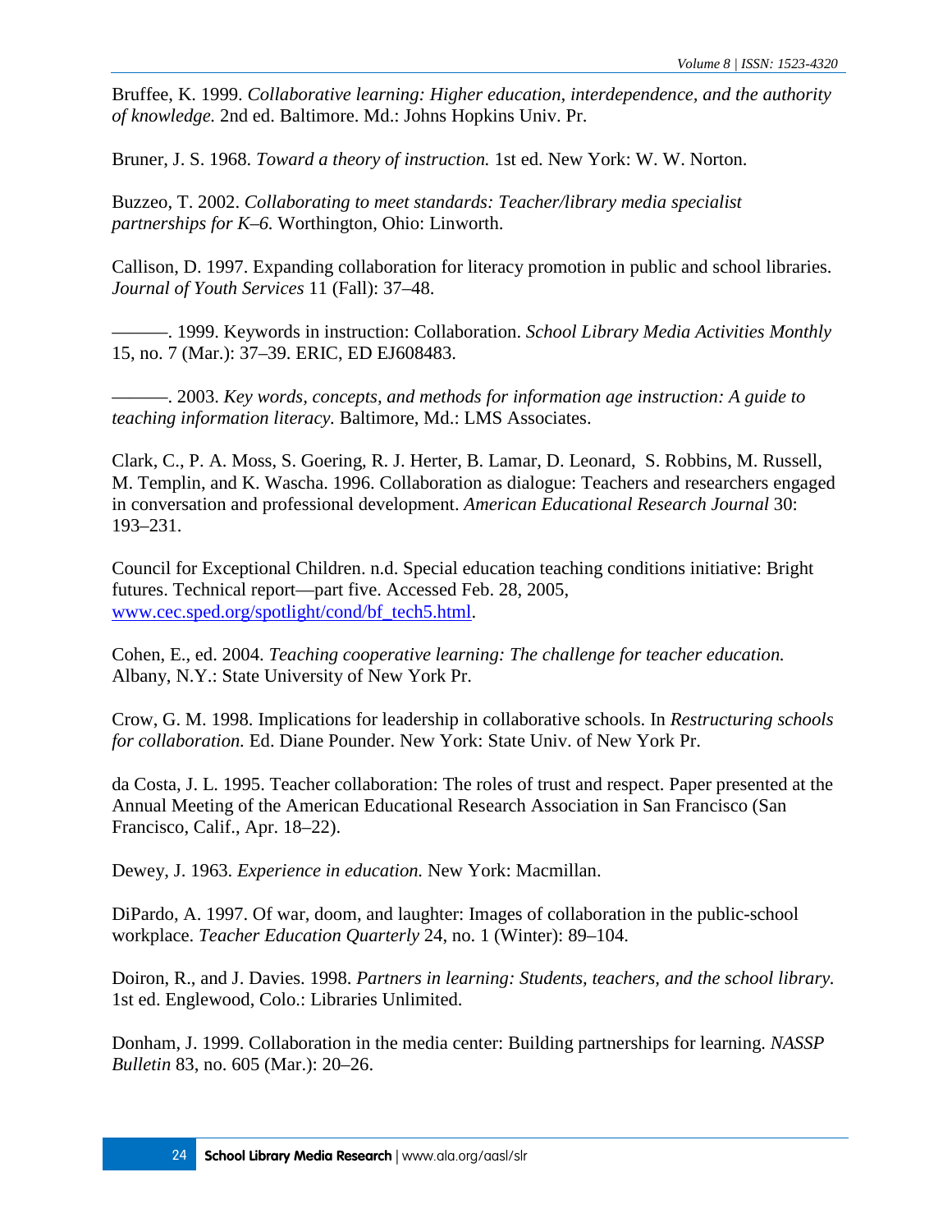Bruffee, K. 1999. *Collaborative learning: Higher education, interdependence, and the authority of knowledge.* 2nd ed. Baltimore. Md.: Johns Hopkins Univ. Pr.

Bruner, J. S. 1968. *Toward a theory of instruction.* 1st ed. New York: W. W. Norton.

Buzzeo, T. 2002. *Collaborating to meet standards: Teacher/library media specialist partnerships for K–6.* Worthington, Ohio: Linworth.

Callison, D. 1997. Expanding collaboration for literacy promotion in public and school libraries. *Journal of Youth Services* 11 (Fall): 37–48.

———. 1999. Keywords in instruction: Collaboration. *School Library Media Activities Monthly* 15, no. 7 (Mar.): 37–39. ERIC, ED EJ608483.

———. 2003. *Key words, concepts, and methods for information age instruction: A guide to teaching information literacy.* Baltimore, Md.: LMS Associates.

Clark, C., P. A. Moss, S. Goering, R. J. Herter, B. Lamar, D. Leonard, S. Robbins, M. Russell, M. Templin, and K. Wascha. 1996. Collaboration as dialogue: Teachers and researchers engaged in conversation and professional development. *American Educational Research Journal* 30: 193–231.

Council for Exceptional Children. n.d. Special education teaching conditions initiative: Bright futures. Technical report—part five. Accessed Feb. 28, 2005, [www.cec.sped.org/spotlight/cond/bf_tech5.html](www.cec.sped.org/spotlight/cond/bf_tech5.html).

Cohen, E., ed. 2004. *Teaching cooperative learning: The challenge for teacher education.* Albany, N.Y.: State University of New York Pr.

Crow, G. M. 1998. Implications for leadership in collaborative schools. In *Restructuring schools for collaboration.* Ed. Diane Pounder. New York: State Univ. of New York Pr.

da Costa, J. L. 1995. Teacher collaboration: The roles of trust and respect. Paper presented at the Annual Meeting of the American Educational Research Association in San Francisco (San Francisco, Calif., Apr. 18–22).

Dewey, J. 1963. *Experience in education.* New York: Macmillan.

DiPardo, A. 1997. Of war, doom, and laughter: Images of collaboration in the public-school workplace. *Teacher Education Quarterly* 24, no. 1 (Winter): 89–104.

Doiron, R., and J. Davies. 1998. *Partners in learning: Students, teachers, and the school library.* 1st ed. Englewood, Colo.: Libraries Unlimited.

Donham, J. 1999. Collaboration in the media center: Building partnerships for learning. *NASSP Bulletin* 83, no. 605 (Mar.): 20–26.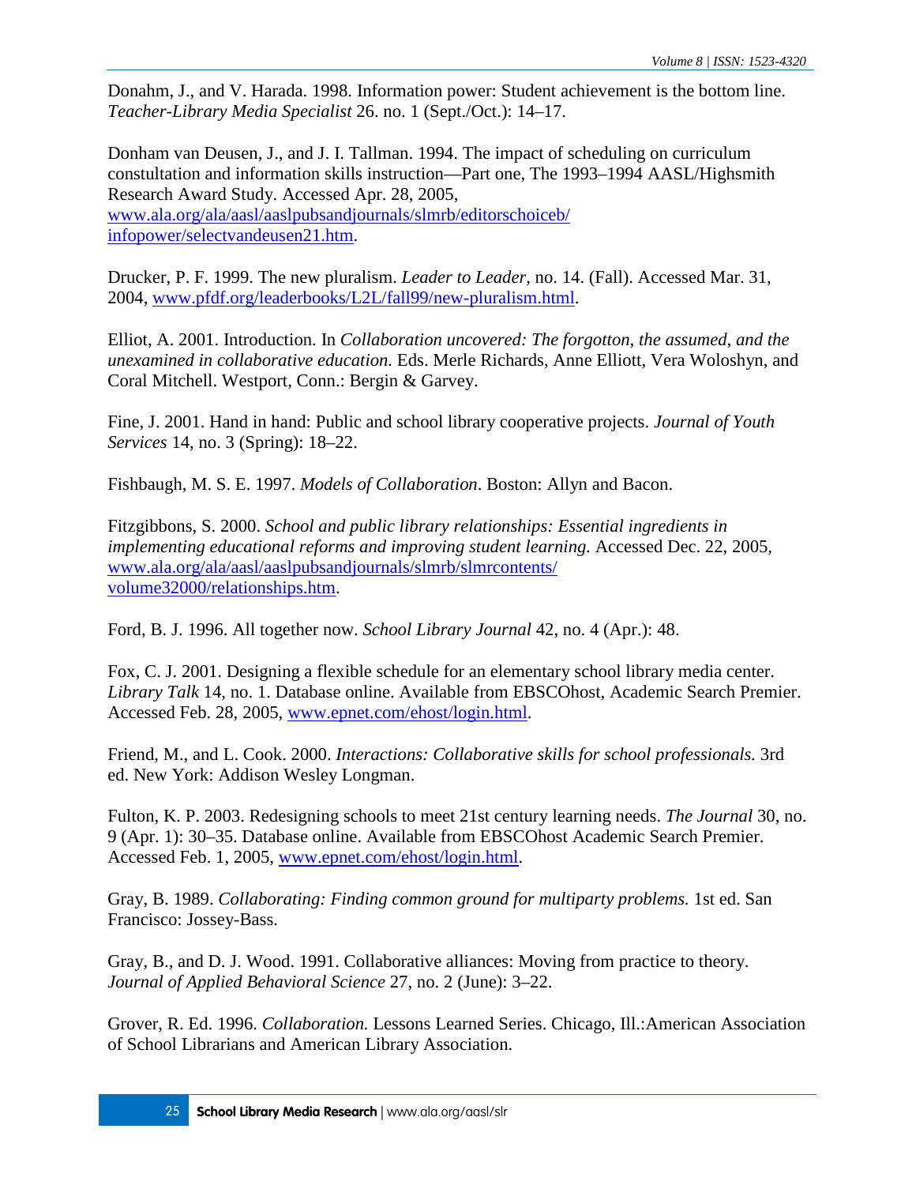Donahm, J., and V. Harada. 1998. Information power: Student achievement is the bottom line. *Teacher-Library Media Specialist* 26. no. 1 (Sept./Oct.): 14–17.

Donham van Deusen, J., and J. I. Tallman. 1994. The impact of scheduling on curriculum constultation and information skills instruction—Part one, The 1993–1994 AASL/Highsmith Research Award Study. Accessed Apr. 28, 2005, [www.ala.org/ala/aasl/aaslpubsandjournals/slmrb/editorschoiceb/infopower/selectvandeusen21.htm](www.ala.org/ala/aasl/aaslpubsandjournals/slmrb/editorschoiceb/infopower/selectvandeusen21.htm).

Drucker, P. F. 1999. The new pluralism. *Leader to Leader,* no. 14. (Fall). Accessed Mar. 31, 2004, [www.pfdf.org/leaderbooks/L2L/fall99/new-pluralism.html](www.pfdf.org/leaderbooks/L2L/fall99/new-pluralism.html).

Elliot, A. 2001. Introduction. In *Collaboration uncovered: The forgotton, the assumed, and the unexamined in collaborative education.* Eds. Merle Richards, Anne Elliott, Vera Woloshyn, and Coral Mitchell. Westport, Conn.: Bergin & Garvey.

Fine, J. 2001. Hand in hand: Public and school library cooperative projects. *Journal of Youth Services* 14, no. 3 (Spring): 18–22.

Fishbaugh, M. S. E. 1997. *Models of Collaboration*. Boston: Allyn and Bacon.

Fitzgibbons, S. 2000. *School and public library relationships: Essential ingredients in implementing educational reforms and improving student learning.* Accessed Dec. 22, 2005, [www.ala.org/ala/aasl/aaslpubsandjournals/slmrb/slmrcontents/volume32000/relationships.htm](www.ala.org/ala/aasl/aaslpubsandjournals/slmrb/slmrcontents/volume32000/relationships.htm).

Ford, B. J. 1996. All together now. *School Library Journal* 42, no. 4 (Apr.): 48.

Fox, C. J. 2001. Designing a flexible schedule for an elementary school library media center. *Library Talk* 14, no. 1. Database online. Available from EBSCOhost, Academic Search Premier. Accessed Feb. 28, 2005, [www.epnet.com/ehost/login.html](www.epnet.com/ehost/login.html).

Friend, M., and L. Cook. 2000. *Interactions: Collaborative skills for school professionals.* 3rd ed. New York: Addison Wesley Longman.

Fulton, K. P. 2003. Redesigning schools to meet 21st century learning needs. *The Journal* 30, no. 9 (Apr. 1): 30–35. Database online. Available from EBSCOhost Academic Search Premier. Accessed Feb. 1, 2005, [www.epnet.com/ehost/login.html](www.epnet.com/ehost/login.html).

Gray, B. 1989. *Collaborating: Finding common ground for multiparty problems.* 1st ed. San Francisco: Jossey-Bass.

Gray, B., and D. J. Wood. 1991. Collaborative alliances: Moving from practice to theory. *Journal of Applied Behavioral Science* 27, no. 2 (June): 3–22.

Grover, R. Ed. 1996. *Collaboration.* Lessons Learned Series. Chicago, Ill.:American Association of School Librarians and American Library Association.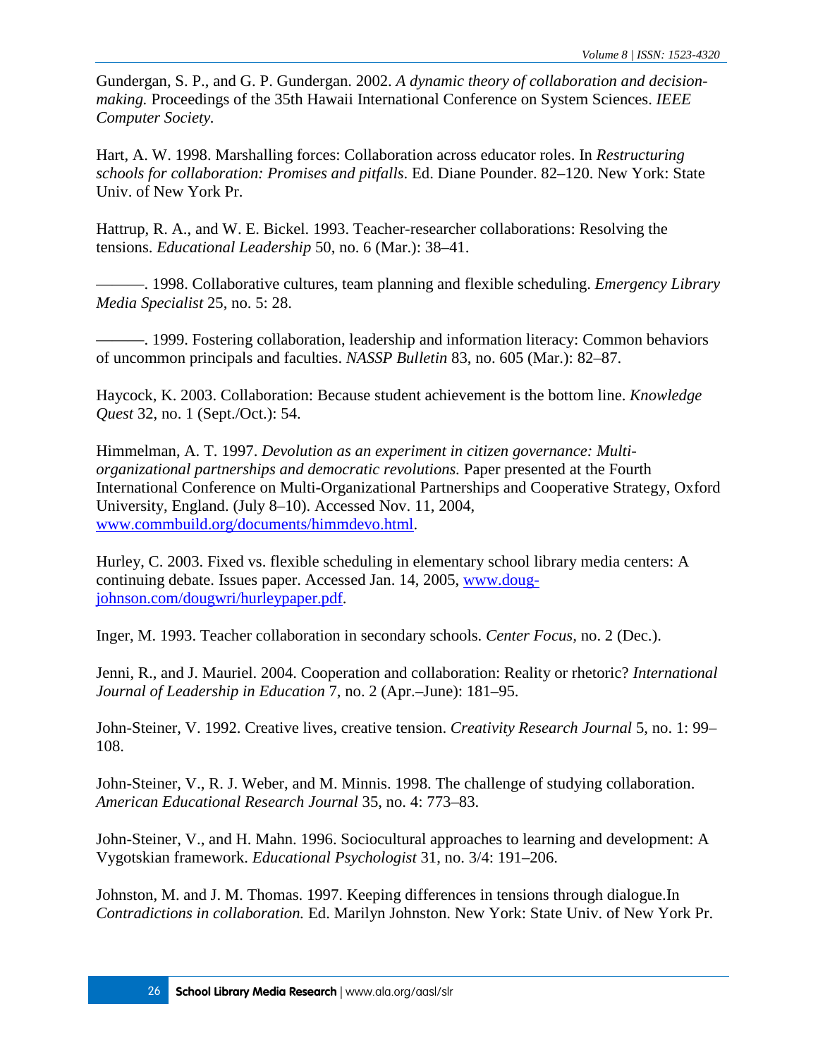Gundergan, S. P., and G. P. Gundergan. 2002. *A dynamic theory of collaboration and decision-making.* Proceedings of the 35th Hawaii International Conference on System Sciences. *IEEE Computer Society.*

Hart, A. W. 1998. Marshalling forces: Collaboration across educator roles. In *Restructuring schools for collaboration: Promises and pitfalls*. Ed. Diane Pounder. 82–120. New York: State Univ. of New York Pr.

Hattrup, R. A., and W. E. Bickel. 1993. Teacher-researcher collaborations: Resolving the tensions. *Educational Leadership* 50, no. 6 (Mar.): 38–41.

———. 1998. Collaborative cultures, team planning and flexible scheduling. *Emergency Library Media Specialist* 25, no. 5: 28.

———. 1999. Fostering collaboration, leadership and information literacy: Common behaviors of uncommon principals and faculties. *NASSP Bulletin* 83, no. 605 (Mar.): 82–87.

Haycock, K. 2003. Collaboration: Because student achievement is the bottom line. *Knowledge Quest* 32, no. 1 (Sept./Oct.): 54.

Himmelman, A. T. 1997. *Devolution as an experiment in citizen governance: Multi-organizational partnerships and democratic revolutions.* Paper presented at the Fourth International Conference on Multi-Organizational Partnerships and Cooperative Strategy, Oxford University, England. (July 8–10). Accessed Nov. 11, 2004, www.commbuild.org/documents/himmdevo.html.

Hurley, C. 2003. Fixed vs. flexible scheduling in elementary school library media centers: A continuing debate. Issues paper. Accessed Jan. 14, 2005, www.doug-johnson.com/dougwri/hurleypaper.pdf.

Inger, M. 1993. Teacher collaboration in secondary schools. *Center Focus*, no. 2 (Dec.).

Jenni, R., and J. Mauriel. 2004. Cooperation and collaboration: Reality or rhetoric? *International Journal of Leadership in Education* 7, no. 2 (Apr.–June): 181–95.

John-Steiner, V. 1992. Creative lives, creative tension. *Creativity Research Journal* 5, no. 1: 99–108.

John-Steiner, V., R. J. Weber, and M. Minnis. 1998. The challenge of studying collaboration. *American Educational Research Journal* 35, no. 4: 773–83.

John-Steiner, V., and H. Mahn. 1996. Sociocultural approaches to learning and development: A Vygotskian framework. *Educational Psychologist* 31, no. 3/4: 191–206.

Johnston, M. and J. M. Thomas. 1997. Keeping differences in tensions through dialogue.In *Contradictions in collaboration.* Ed. Marilyn Johnston. New York: State Univ. of New York Pr.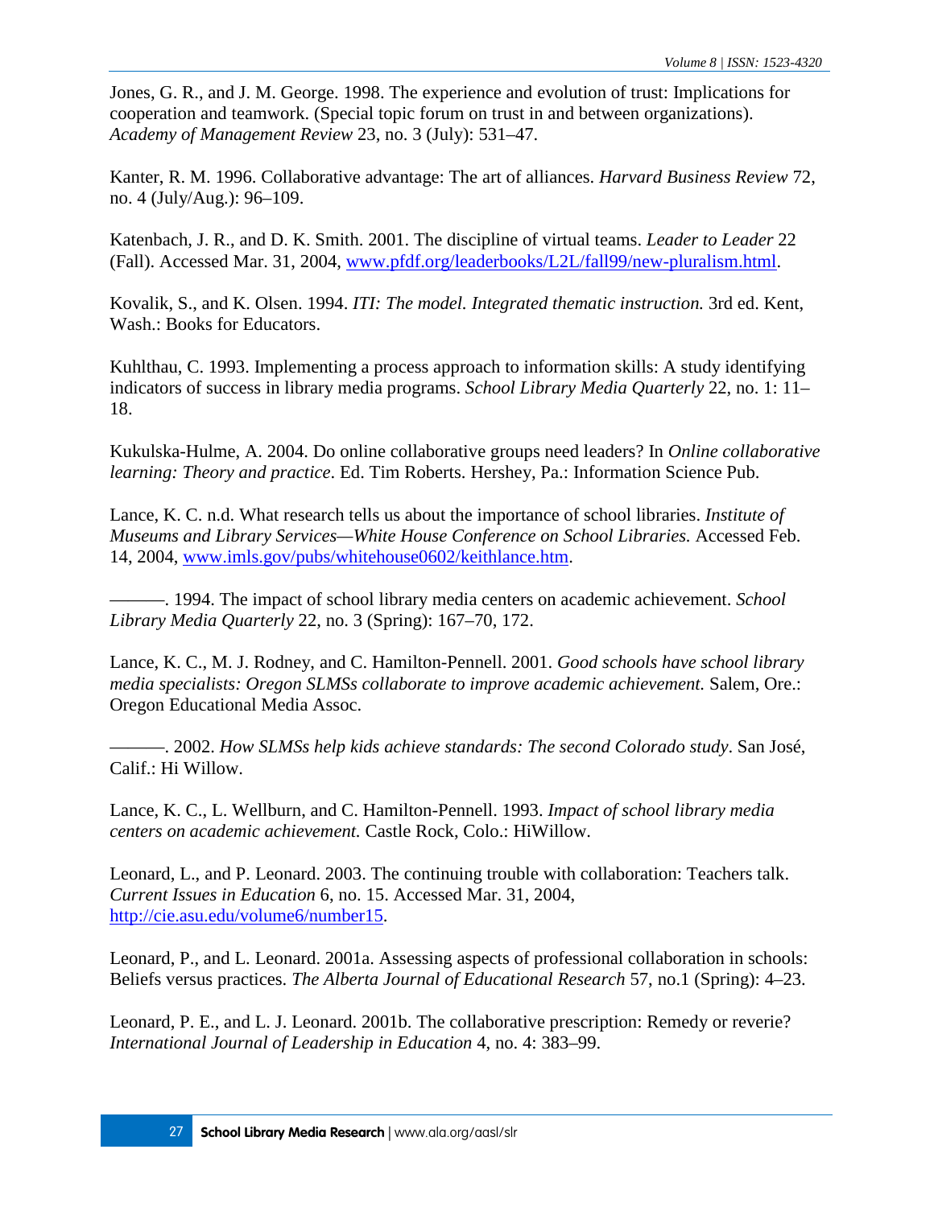Jones, G. R., and J. M. George. 1998. The experience and evolution of trust: Implications for cooperation and teamwork. (Special topic forum on trust in and between organizations). *Academy of Management Review* 23, no. 3 (July): 531–47.

Kanter, R. M. 1996. Collaborative advantage: The art of alliances. *Harvard Business Review* 72, no. 4 (July/Aug.): 96–109.

Katenbach, J. R., and D. K. Smith. 2001. The discipline of virtual teams. *Leader to Leader* 22 (Fall). Accessed Mar. 31, 2004, [www.pfdf.org/leaderbooks/L2L/fall99/new-pluralism.html](www.pfdf.org/leaderbooks/L2L/fall99/new-pluralism.html).

Kovalik, S., and K. Olsen. 1994. *ITI: The model. Integrated thematic instruction.* 3rd ed. Kent, Wash.: Books for Educators.

Kuhlthau, C. 1993. Implementing a process approach to information skills: A study identifying indicators of success in library media programs. *School Library Media Quarterly* 22, no. 1: 11–18.

Kukulska-Hulme, A. 2004. Do online collaborative groups need leaders? In *Online collaborative learning: Theory and practice*. Ed. Tim Roberts. Hershey, Pa.: Information Science Pub.

Lance, K. C. n.d. What research tells us about the importance of school libraries. *Institute of Museums and Library Services—White House Conference on School Libraries.* Accessed Feb. 14, 2004, [www.imls.gov/pubs/whitehouse0602/keithlance.htm](www.imls.gov/pubs/whitehouse0602/keithlance.htm).

———. 1994. The impact of school library media centers on academic achievement. *School Library Media Quarterly* 22, no. 3 (Spring): 167–70, 172.

Lance, K. C., M. J. Rodney, and C. Hamilton-Pennell. 2001. *Good schools have school library media specialists: Oregon SLMSs collaborate to improve academic achievement.* Salem, Ore.: Oregon Educational Media Assoc.

———. 2002. *How SLMSs help kids achieve standards: The second Colorado study*. San José, Calif.: Hi Willow.

Lance, K. C., L. Wellburn, and C. Hamilton-Pennell. 1993. *Impact of school library media centers on academic achievement.* Castle Rock, Colo.: HiWillow.

Leonard, L., and P. Leonard. 2003. The continuing trouble with collaboration: Teachers talk. *Current Issues in Education* 6, no. 15. Accessed Mar. 31, 2004, [http://cie.asu.edu/volume6/number15](http://cie.asu.edu/volume6/number15).

Leonard, P., and L. Leonard. 2001a. Assessing aspects of professional collaboration in schools: Beliefs versus practices. *The Alberta Journal of Educational Research* 57, no.1 (Spring): 4–23.

Leonard, P. E., and L. J. Leonard. 2001b. The collaborative prescription: Remedy or reverie? *International Journal of Leadership in Education* 4, no. 4: 383–99.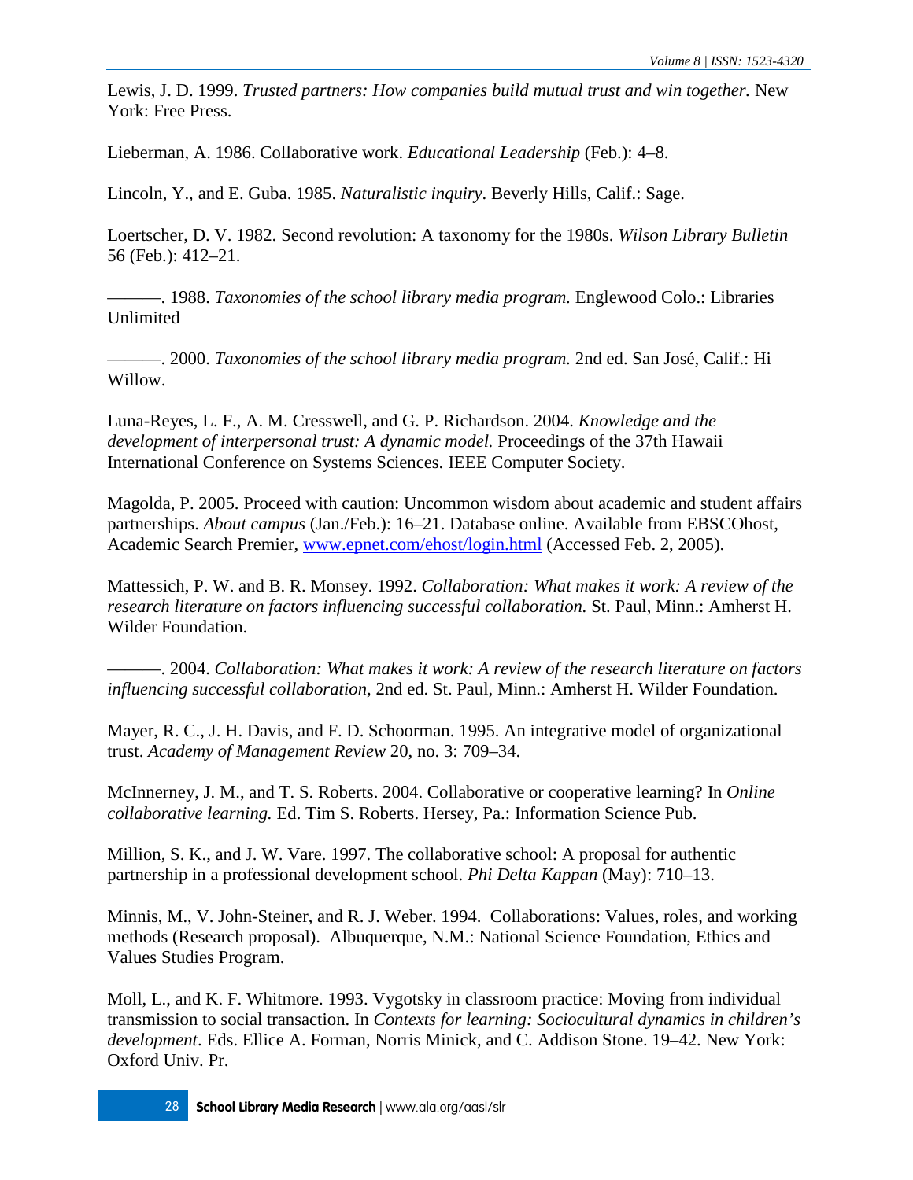Lewis, J. D. 1999. *Trusted partners: How companies build mutual trust and win together.* New York: Free Press.

Lieberman, A. 1986. Collaborative work. *Educational Leadership* (Feb.): 4–8.

Lincoln, Y., and E. Guba. 1985. *Naturalistic inquiry*. Beverly Hills, Calif.: Sage.

Loertscher, D. V. 1982. Second revolution: A taxonomy for the 1980s. *Wilson Library Bulletin* 56 (Feb.): 412–21.

———. 1988. *Taxonomies of the school library media program.* Englewood Colo.: Libraries Unlimited

———. 2000. *Taxonomies of the school library media program.* 2nd ed. San José, Calif.: Hi Willow.

Luna-Reyes, L. F., A. M. Cresswell, and G. P. Richardson. 2004. *Knowledge and the development of interpersonal trust: A dynamic model.* Proceedings of the 37th Hawaii International Conference on Systems Sciences. IEEE Computer Society.

Magolda, P. 2005. Proceed with caution: Uncommon wisdom about academic and student affairs partnerships. *About campus* (Jan./Feb.): 16–21. Database online. Available from EBSCOhost, Academic Search Premier, [www.epnet.com/ehost/login.html](www.epnet.com/ehost/login.html) (Accessed Feb. 2, 2005).

Mattessich, P. W. and B. R. Monsey. 1992. *Collaboration: What makes it work: A review of the research literature on factors influencing successful collaboration.* St. Paul, Minn.: Amherst H. Wilder Foundation.

———. 2004. *Collaboration: What makes it work: A review of the research literature on factors influencing successful collaboration,* 2nd ed. St. Paul, Minn.: Amherst H. Wilder Foundation.

Mayer, R. C., J. H. Davis, and F. D. Schoorman. 1995. An integrative model of organizational trust. *Academy of Management Review* 20, no. 3: 709–34.

McInnerney, J. M., and T. S. Roberts. 2004. Collaborative or cooperative learning? In *Online collaborative learning.* Ed. Tim S. Roberts. Hersey, Pa.: Information Science Pub.

Million, S. K., and J. W. Vare. 1997. The collaborative school: A proposal for authentic partnership in a professional development school. *Phi Delta Kappan* (May): 710–13.

Minnis, M., V. John-Steiner, and R. J. Weber. 1994. Collaborations: Values, roles, and working methods (Research proposal). Albuquerque, N.M.: National Science Foundation, Ethics and Values Studies Program.

Moll, L., and K. F. Whitmore. 1993. Vygotsky in classroom practice: Moving from individual transmission to social transaction. In *Contexts for learning: Sociocultural dynamics in children's development*. Eds. Ellice A. Forman, Norris Minick, and C. Addison Stone. 19–42. New York: Oxford Univ. Pr.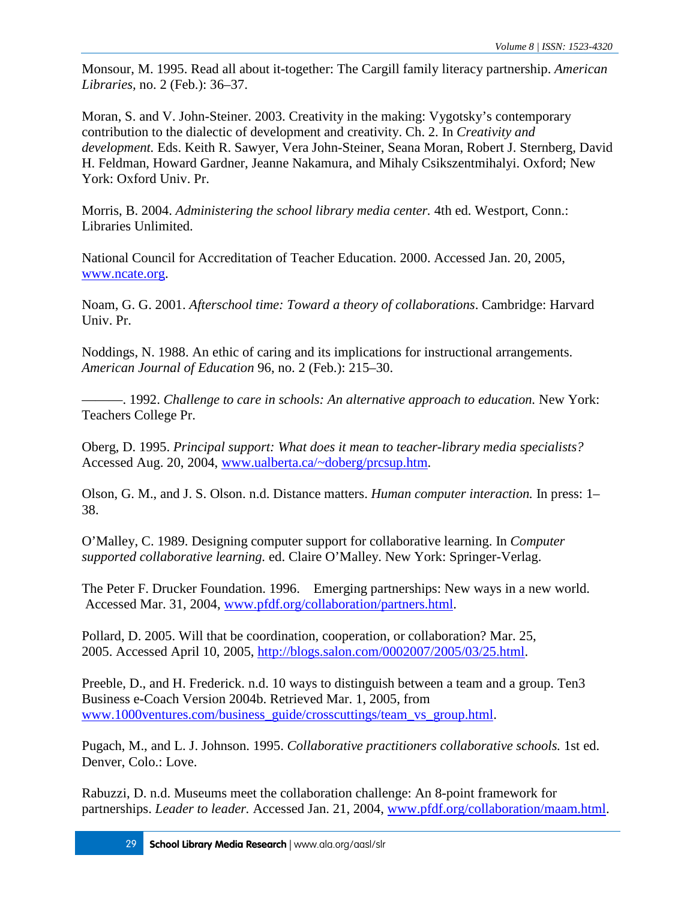Monsour, M. 1995. Read all about it-together: The Cargill family literacy partnership. *American Libraries,* no. 2 (Feb.): 36–37.

Moran, S. and V. John-Steiner. 2003. Creativity in the making: Vygotsky's contemporary contribution to the dialectic of development and creativity. Ch. 2. In *Creativity and development.* Eds. Keith R. Sawyer, Vera John-Steiner, Seana Moran, Robert J. Sternberg, David H. Feldman, Howard Gardner, Jeanne Nakamura, and Mihaly Csikszentmihalyi. Oxford; New York: Oxford Univ. Pr.

Morris, B. 2004. *Administering the school library media center.* 4th ed. Westport, Conn.: Libraries Unlimited.

National Council for Accreditation of Teacher Education. 2000. Accessed Jan. 20, 2005, [www.ncate.org](http://www.ncate.org).

Noam, G. G. 2001. *Afterschool time: Toward a theory of collaborations*. Cambridge: Harvard Univ. Pr.

Noddings, N. 1988. An ethic of caring and its implications for instructional arrangements. *American Journal of Education* 96, no. 2 (Feb.): 215–30.

———. 1992. *Challenge to care in schools: An alternative approach to education.* New York: Teachers College Pr.

Oberg, D. 1995. *Principal support: What does it mean to teacher-library media specialists?* Accessed Aug. 20, 2004, [www.ualberta.ca/~doberg/prcsup.htm](http://www.ualberta.ca/~doberg/prcsup.htm).

Olson, G. M., and J. S. Olson. n.d. Distance matters. *Human computer interaction.* In press: 1–38.

O'Malley, C. 1989. Designing computer support for collaborative learning. In *Computer supported collaborative learning.* ed. Claire O'Malley. New York: Springer-Verlag.

The Peter F. Drucker Foundation. 1996. Emerging partnerships: New ways in a new world. Accessed Mar. 31, 2004, [www.pfdf.org/collaboration/partners.html](http://www.pfdf.org/collaboration/partners.html).

Pollard, D. 2005. Will that be coordination, cooperation, or collaboration? Mar. 25, 2005. Accessed April 10, 2005, [http://blogs.salon.com/0002007/2005/03/25.html](http://blogs.salon.com/0002007/2005/03/25.html).

Preeble, D., and H. Frederick. n.d. 10 ways to distinguish between a team and a group. Ten3 Business e-Coach Version 2004b. Retrieved Mar. 1, 2005, from [www.1000ventures.com/business_guide/crosscuttings/team_vs_group.html](http://www.1000ventures.com/business_guide/crosscuttings/team_vs_group.html).

Pugach, M., and L. J. Johnson. 1995. *Collaborative practitioners collaborative schools.* 1st ed. Denver, Colo.: Love.

Rabuzzi, D. n.d. Museums meet the collaboration challenge: An 8-point framework for partnerships. *Leader to leader.* Accessed Jan. 21, 2004, [www.pfdf.org/collaboration/maam.html](http://www.pfdf.org/collaboration/maam.html).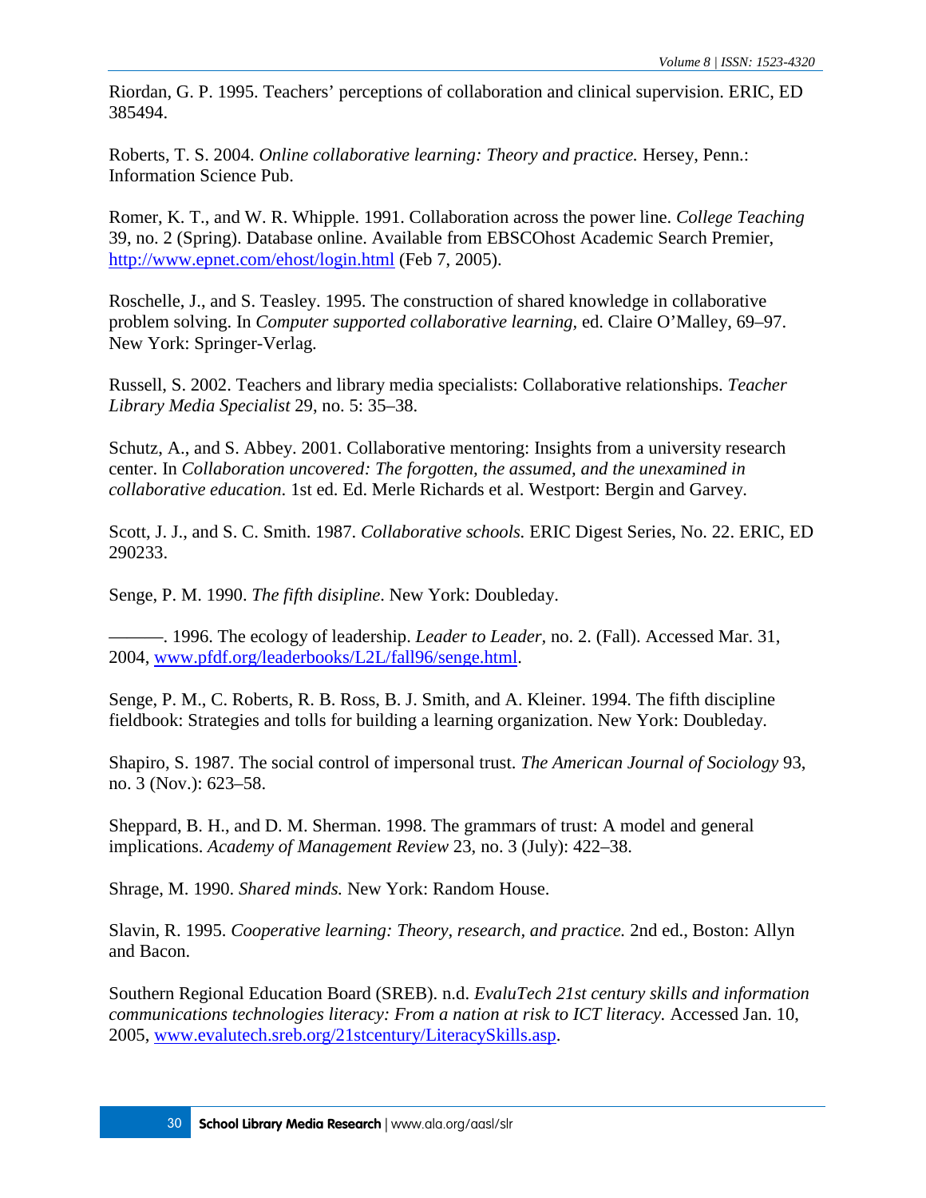Riordan, G. P. 1995. Teachers' perceptions of collaboration and clinical supervision. ERIC, ED 385494.

Roberts, T. S. 2004. *Online collaborative learning: Theory and practice.* Hersey, Penn.: Information Science Pub.

Romer, K. T., and W. R. Whipple. 1991. Collaboration across the power line. *College Teaching* 39, no. 2 (Spring). Database online. Available from EBSCOhost Academic Search Premier, http://www.epnet.com/ehost/login.html (Feb 7, 2005).

Roschelle, J., and S. Teasley. 1995. The construction of shared knowledge in collaborative problem solving. In *Computer supported collaborative learning*, ed. Claire O'Malley, 69–97. New York: Springer-Verlag.

Russell, S. 2002. Teachers and library media specialists: Collaborative relationships. *Teacher Library Media Specialist* 29, no. 5: 35–38.

Schutz, A., and S. Abbey. 2001. Collaborative mentoring: Insights from a university research center. In *Collaboration uncovered: The forgotten, the assumed, and the unexamined in collaborative education.* 1st ed. Ed. Merle Richards et al. Westport: Bergin and Garvey.

Scott, J. J., and S. C. Smith. 1987. *Collaborative schools.* ERIC Digest Series, No. 22. ERIC, ED 290233.

Senge, P. M. 1990. *The fifth disipline*. New York: Doubleday.

———. 1996. The ecology of leadership. *Leader to Leader,* no. 2. (Fall). Accessed Mar. 31, 2004, www.pfdf.org/leaderbooks/L2L/fall96/senge.html.

Senge, P. M., C. Roberts, R. B. Ross, B. J. Smith, and A. Kleiner. 1994. The fifth discipline fieldbook: Strategies and tolls for building a learning organization. New York: Doubleday.

Shapiro, S. 1987. The social control of impersonal trust. *The American Journal of Sociology* 93, no. 3 (Nov.): 623–58.

Sheppard, B. H., and D. M. Sherman. 1998. The grammars of trust: A model and general implications. *Academy of Management Review* 23, no. 3 (July): 422–38.

Shrage, M. 1990. *Shared minds.* New York: Random House.

Slavin, R. 1995. *Cooperative learning: Theory, research, and practice.* 2nd ed., Boston: Allyn and Bacon.

Southern Regional Education Board (SREB). n.d. *EvaluTech 21st century skills and information communications technologies literacy: From a nation at risk to ICT literacy.* Accessed Jan. 10, 2005, www.evalutech.sreb.org/21stcentury/LiteracySkills.asp.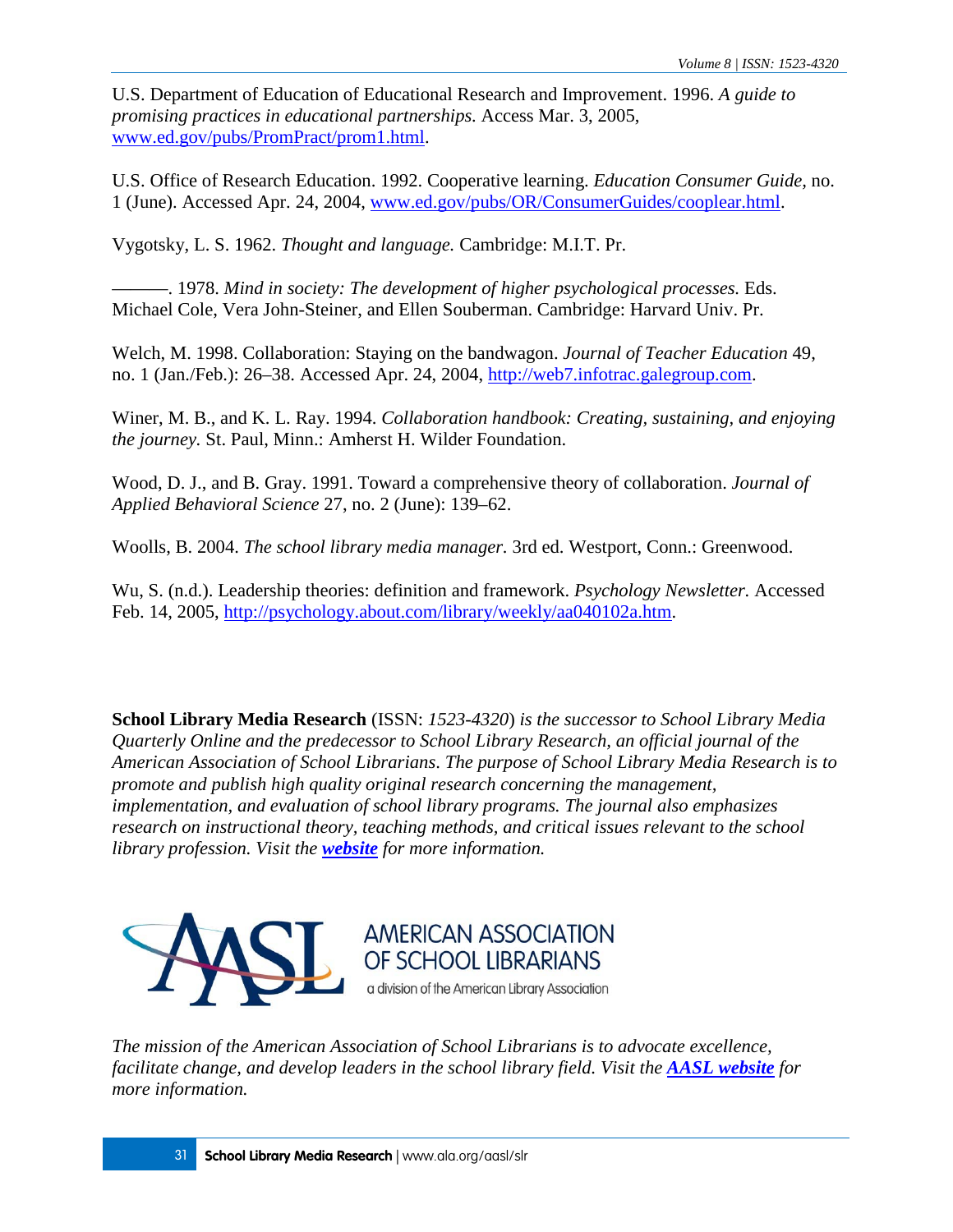U.S. Department of Education of Educational Research and Improvement. 1996. *A guide to promising practices in educational partnerships.* Access Mar. 3, 2005, [www.ed.gov/pubs/PromPract/prom1.html](www.ed.gov/pubs/PromPract/prom1.html).

U.S. Office of Research Education. 1992. Cooperative learning. *Education Consumer Guide,* no. 1 (June). Accessed Apr. 24, 2004, [www.ed.gov/pubs/OR/ConsumerGuides/cooplear.html](www.ed.gov/pubs/OR/ConsumerGuides/cooplear.html).

Vygotsky, L. S. 1962. *Thought and language.* Cambridge: M.I.T. Pr.

———. 1978. *Mind in society: The development of higher psychological processes.* Eds. Michael Cole, Vera John-Steiner, and Ellen Souberman. Cambridge: Harvard Univ. Pr.

Welch, M. 1998. Collaboration: Staying on the bandwagon. *Journal of Teacher Education* 49, no. 1 (Jan./Feb.): 26–38. Accessed Apr. 24, 2004, [http://web7.infotrac.galegroup.com](http://web7.infotrac.galegroup.com).

Winer, M. B., and K. L. Ray. 1994. *Collaboration handbook: Creating, sustaining, and enjoying the journey.* St. Paul, Minn.: Amherst H. Wilder Foundation.

Wood, D. J., and B. Gray. 1991. Toward a comprehensive theory of collaboration. *Journal of Applied Behavioral Science* 27, no. 2 (June): 139–62.

Woolls, B. 2004. *The school library media manager.* 3rd ed. Westport, Conn.: Greenwood.

Wu, S. (n.d.). Leadership theories: definition and framework. *Psychology Newsletter.* Accessed Feb. 14, 2005, [http://psychology.about.com/library/weekly/aa040102a.htm](http://psychology.about.com/library/weekly/aa040102a.htm).

**School Library Media Research** (ISSN: *1523-4320*) *is the successor to School Library Media Quarterly Online and the predecessor to School Library Research, an official journal of the American Association of School Librarians. The purpose of School Library Media Research is to promote and publish high quality original research concerning the management, implementation, and evaluation of school library programs. The journal also emphasizes research on instructional theory, teaching methods, and critical issues relevant to the school library profession. Visit the* ***website*** *for more information.*

AMERICAN ASSOCIATION OF SCHOOL LIBRARIANS
a division of the American Library Association

*The mission of the American Association of School Librarians is to advocate excellence, facilitate change, and develop leaders in the school library field. Visit the* ***AASL website*** *for more information.*